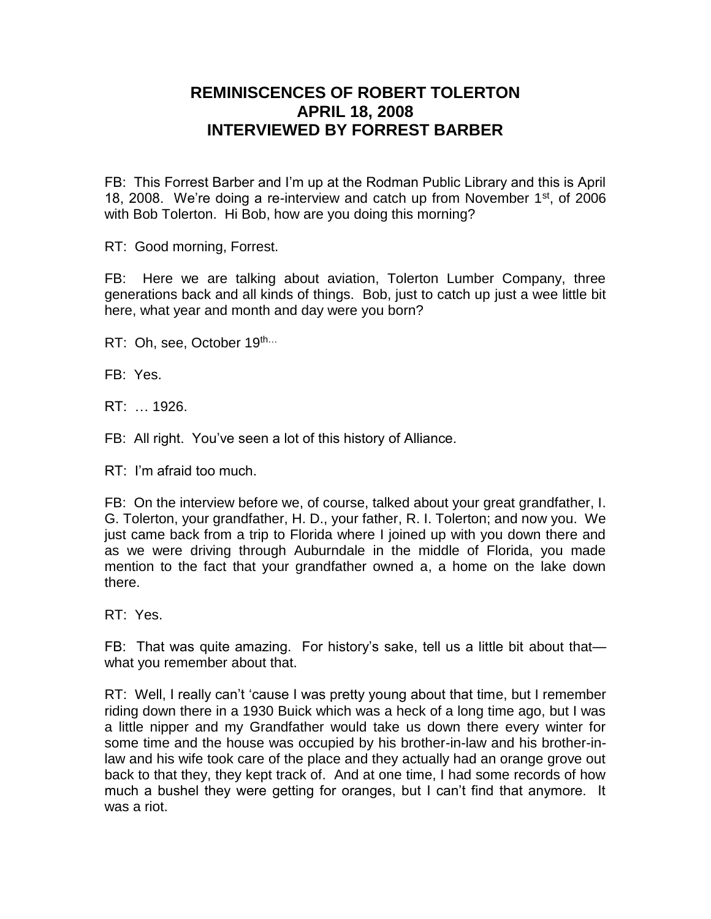# REMINISCENCES OF ROBERT TOLERTON
# APRIL 18, 2008
# INTERVIEWED BY FORREST BARBER

FB: This Forrest Barber and I'm up at the Rodman Public Library and this is April 18, 2008. We're doing a re-interview and catch up from November 1st, of 2006 with Bob Tolerton. Hi Bob, how are you doing this morning?

RT: Good morning, Forrest.

FB: Here we are talking about aviation, Tolerton Lumber Company, three generations back and all kinds of things. Bob, just to catch up just a wee little bit here, what year and month and day were you born?

RT: Oh, see, October 19th...

FB: Yes.

RT: … 1926.

FB: All right. You've seen a lot of this history of Alliance.

RT: I'm afraid too much.

FB: On the interview before we, of course, talked about your great grandfather, I. G. Tolerton, your grandfather, H. D., your father, R. I. Tolerton; and now you. We just came back from a trip to Florida where I joined up with you down there and as we were driving through Auburndale in the middle of Florida, you made mention to the fact that your grandfather owned a, a home on the lake down there.

RT: Yes.

FB: That was quite amazing. For history's sake, tell us a little bit about that—what you remember about that.

RT: Well, I really can't 'cause I was pretty young about that time, but I remember riding down there in a 1930 Buick which was a heck of a long time ago, but I was a little nipper and my Grandfather would take us down there every winter for some time and the house was occupied by his brother-in-law and his brother-in-law and his wife took care of the place and they actually had an orange grove out back to that they, they kept track of. And at one time, I had some records of how much a bushel they were getting for oranges, but I can't find that anymore. It was a riot.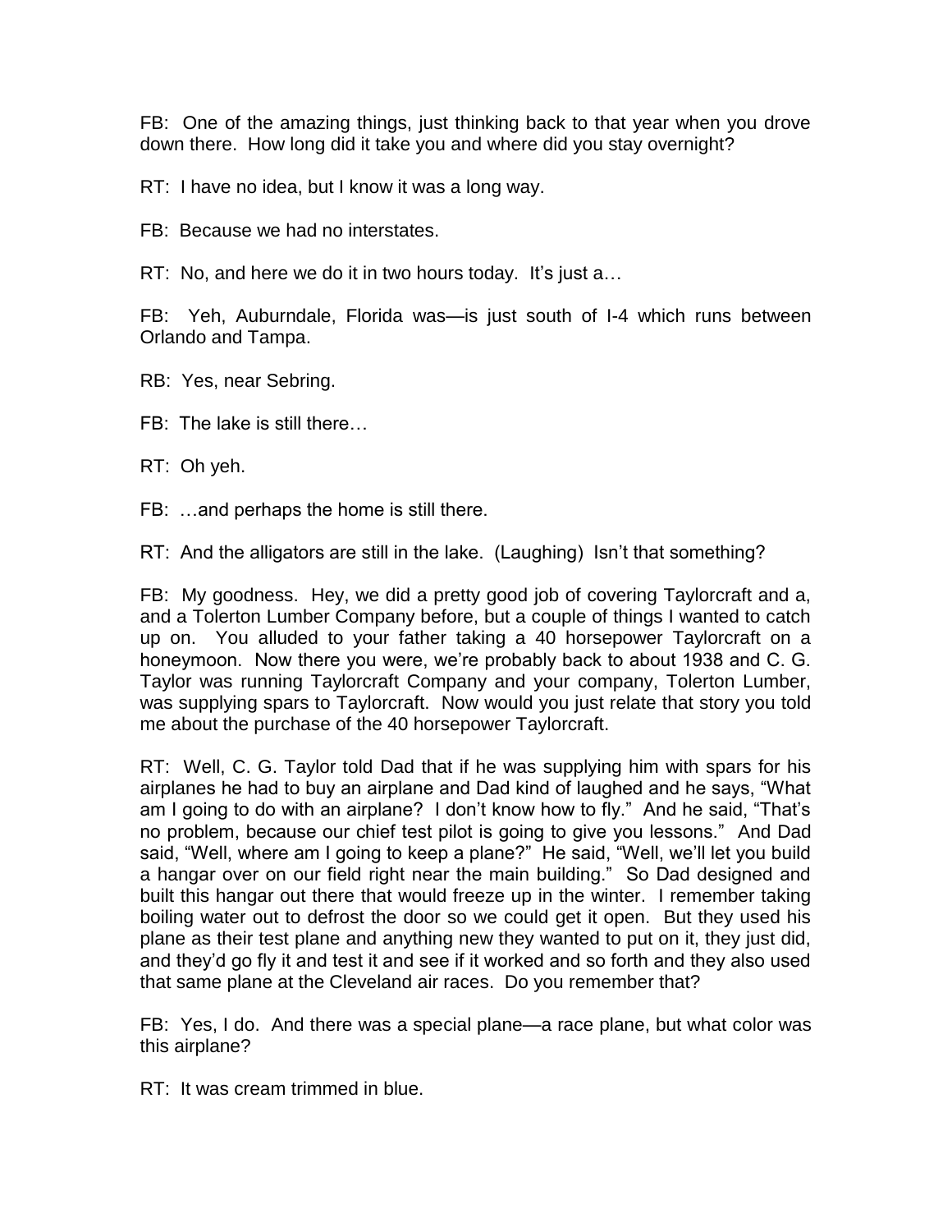FB: One of the amazing things, just thinking back to that year when you drove down there. How long did it take you and where did you stay overnight?

RT: I have no idea, but I know it was a long way.

FB: Because we had no interstates.

RT: No, and here we do it in two hours today. It's just a…

FB: Yeh, Auburndale, Florida was—is just south of I-4 which runs between Orlando and Tampa.

RB: Yes, near Sebring.

FB: The lake is still there…

RT: Oh yeh.

FB: …and perhaps the home is still there.

RT: And the alligators are still in the lake. (Laughing) Isn't that something?

FB: My goodness. Hey, we did a pretty good job of covering Taylorcraft and a, and a Tolerton Lumber Company before, but a couple of things I wanted to catch up on. You alluded to your father taking a 40 horsepower Taylorcraft on a honeymoon. Now there you were, we're probably back to about 1938 and C. G. Taylor was running Taylorcraft Company and your company, Tolerton Lumber, was supplying spars to Taylorcraft. Now would you just relate that story you told me about the purchase of the 40 horsepower Taylorcraft.

RT: Well, C. G. Taylor told Dad that if he was supplying him with spars for his airplanes he had to buy an airplane and Dad kind of laughed and he says, "What am I going to do with an airplane? I don't know how to fly." And he said, "That's no problem, because our chief test pilot is going to give you lessons." And Dad said, "Well, where am I going to keep a plane?" He said, "Well, we'll let you build a hangar over on our field right near the main building." So Dad designed and built this hangar out there that would freeze up in the winter. I remember taking boiling water out to defrost the door so we could get it open. But they used his plane as their test plane and anything new they wanted to put on it, they just did, and they'd go fly it and test it and see if it worked and so forth and they also used that same plane at the Cleveland air races. Do you remember that?

FB: Yes, I do. And there was a special plane—a race plane, but what color was this airplane?

RT: It was cream trimmed in blue.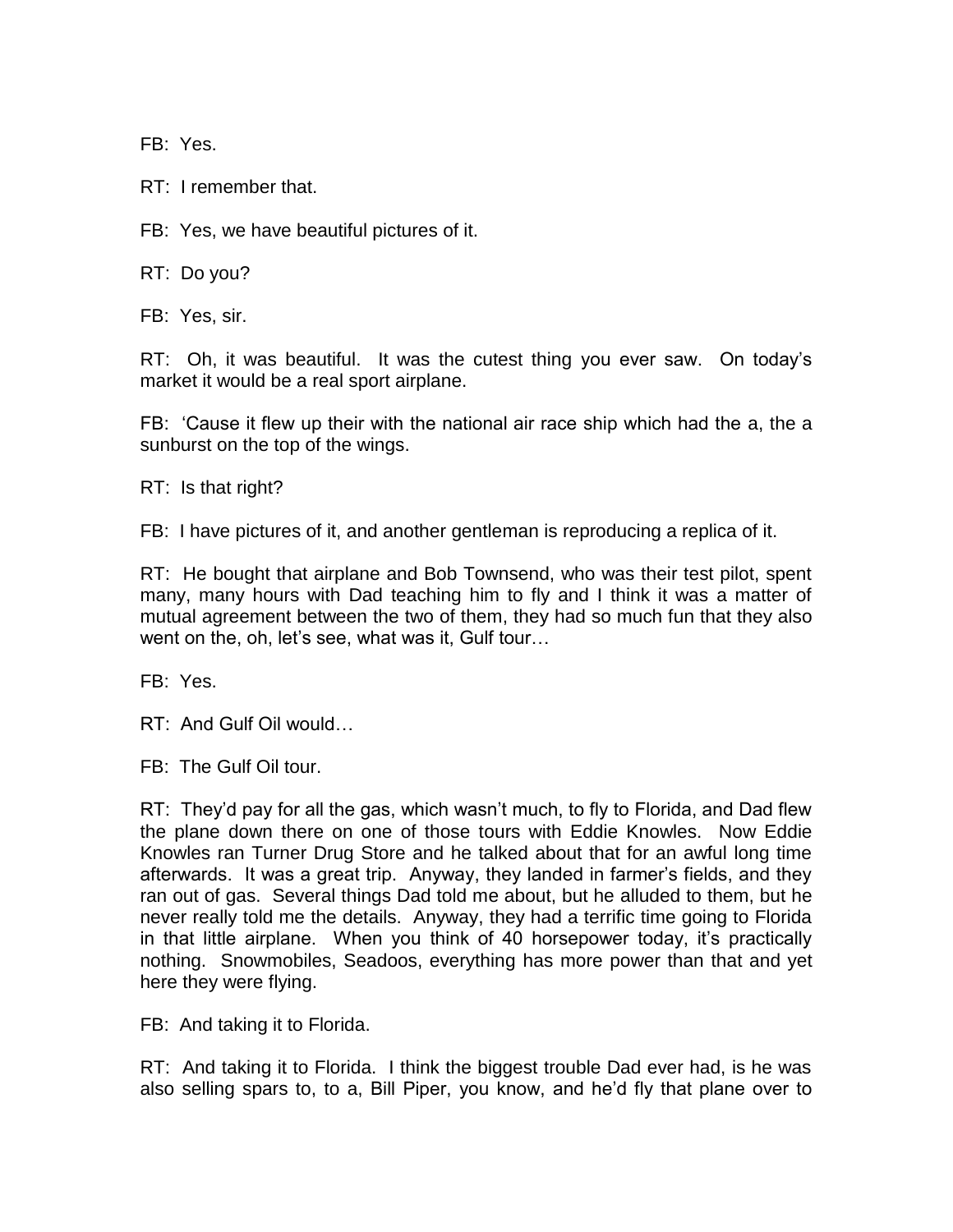FB: Yes.

RT: I remember that.

FB: Yes, we have beautiful pictures of it.

RT: Do you?

FB: Yes, sir.

RT: Oh, it was beautiful. It was the cutest thing you ever saw. On today's market it would be a real sport airplane.

FB: 'Cause it flew up their with the national air race ship which had the a, the a sunburst on the top of the wings.

RT: Is that right?

FB: I have pictures of it, and another gentleman is reproducing a replica of it.

RT: He bought that airplane and Bob Townsend, who was their test pilot, spent many, many hours with Dad teaching him to fly and I think it was a matter of mutual agreement between the two of them, they had so much fun that they also went on the, oh, let's see, what was it, Gulf tour…

FB: Yes.

RT: And Gulf Oil would…

FB: The Gulf Oil tour.

RT: They'd pay for all the gas, which wasn't much, to fly to Florida, and Dad flew the plane down there on one of those tours with Eddie Knowles. Now Eddie Knowles ran Turner Drug Store and he talked about that for an awful long time afterwards. It was a great trip. Anyway, they landed in farmer's fields, and they ran out of gas. Several things Dad told me about, but he alluded to them, but he never really told me the details. Anyway, they had a terrific time going to Florida in that little airplane. When you think of 40 horsepower today, it's practically nothing. Snowmobiles, Seadoos, everything has more power than that and yet here they were flying.

FB: And taking it to Florida.

RT: And taking it to Florida. I think the biggest trouble Dad ever had, is he was also selling spars to, to a, Bill Piper, you know, and he'd fly that plane over to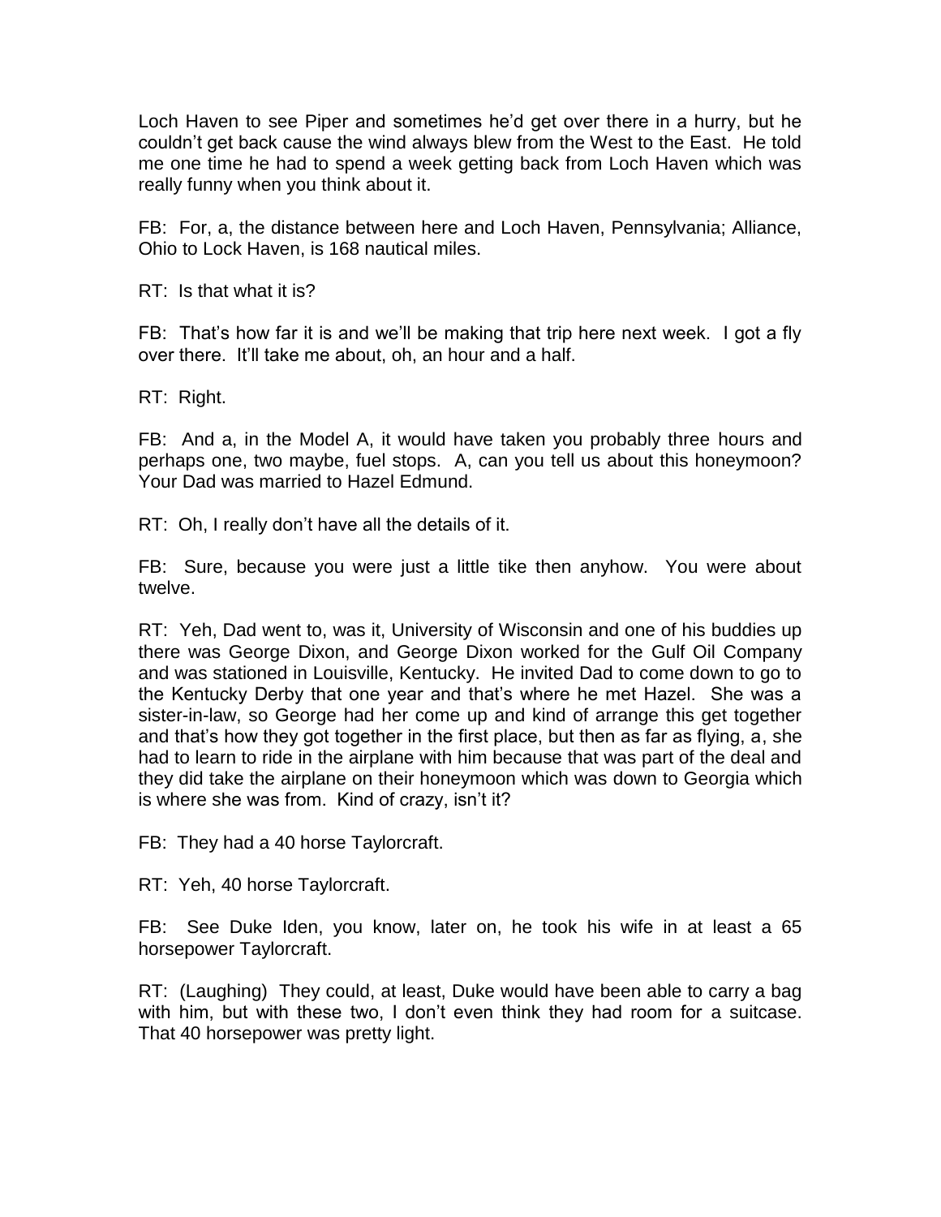Loch Haven to see Piper and sometimes he'd get over there in a hurry, but he couldn't get back cause the wind always blew from the West to the East. He told me one time he had to spend a week getting back from Loch Haven which was really funny when you think about it.

FB: For, a, the distance between here and Loch Haven, Pennsylvania; Alliance, Ohio to Lock Haven, is 168 nautical miles.

RT: Is that what it is?

FB: That's how far it is and we'll be making that trip here next week. I got a fly over there. It'll take me about, oh, an hour and a half.

RT: Right.

FB: And a, in the Model A, it would have taken you probably three hours and perhaps one, two maybe, fuel stops. A, can you tell us about this honeymoon? Your Dad was married to Hazel Edmund.

RT: Oh, I really don't have all the details of it.

FB: Sure, because you were just a little tike then anyhow. You were about twelve.

RT: Yeh, Dad went to, was it, University of Wisconsin and one of his buddies up there was George Dixon, and George Dixon worked for the Gulf Oil Company and was stationed in Louisville, Kentucky. He invited Dad to come down to go to the Kentucky Derby that one year and that's where he met Hazel. She was a sister-in-law, so George had her come up and kind of arrange this get together and that's how they got together in the first place, but then as far as flying, a, she had to learn to ride in the airplane with him because that was part of the deal and they did take the airplane on their honeymoon which was down to Georgia which is where she was from. Kind of crazy, isn't it?

FB: They had a 40 horse Taylorcraft.

RT: Yeh, 40 horse Taylorcraft.

FB: See Duke Iden, you know, later on, he took his wife in at least a 65 horsepower Taylorcraft.

RT: (Laughing) They could, at least, Duke would have been able to carry a bag with him, but with these two, I don't even think they had room for a suitcase. That 40 horsepower was pretty light.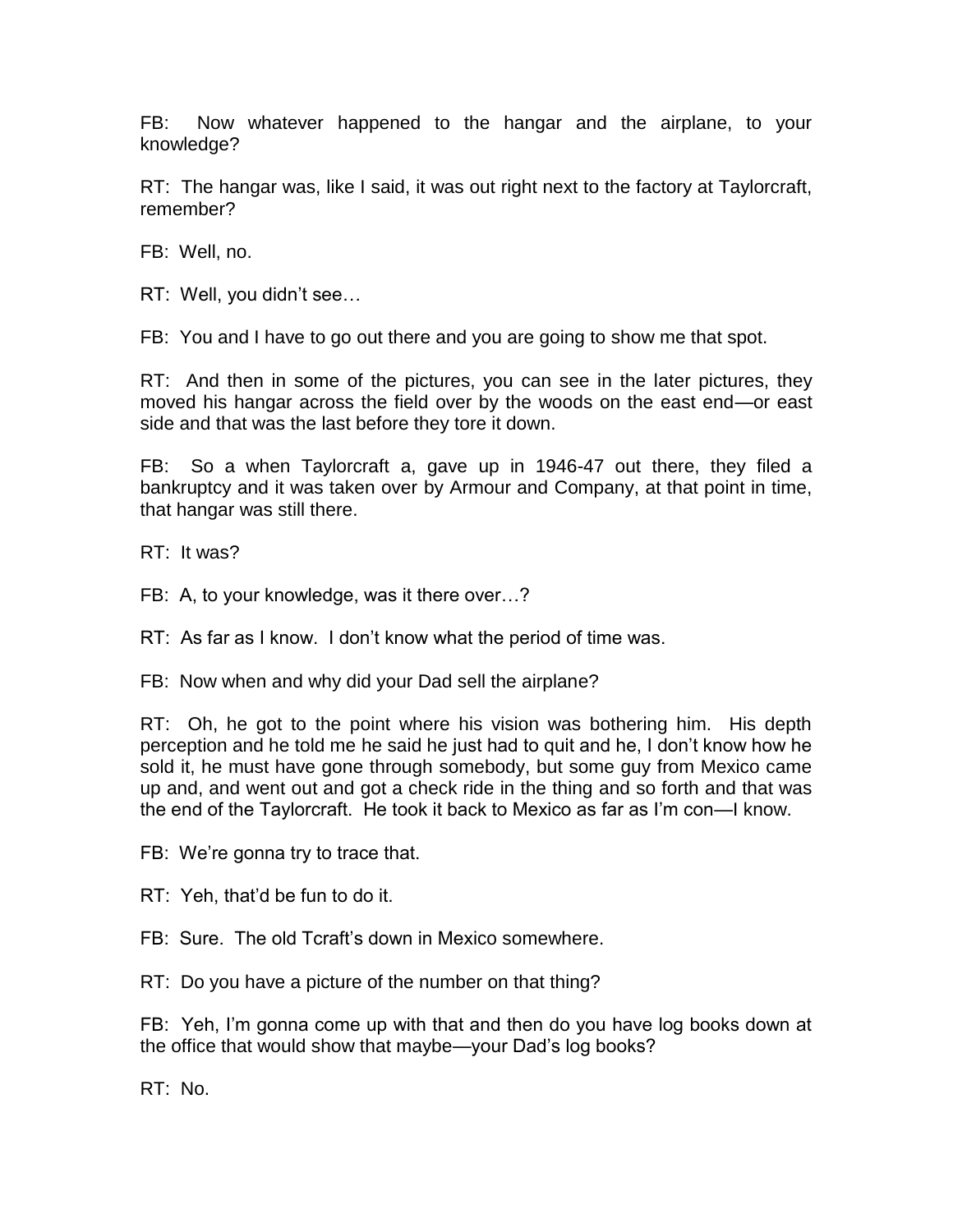FB: Now whatever happened to the hangar and the airplane, to your knowledge?

RT: The hangar was, like I said, it was out right next to the factory at Taylorcraft, remember?

FB: Well, no.

RT: Well, you didn't see…

FB: You and I have to go out there and you are going to show me that spot.

RT: And then in some of the pictures, you can see in the later pictures, they moved his hangar across the field over by the woods on the east end—or east side and that was the last before they tore it down.

FB: So a when Taylorcraft a, gave up in 1946-47 out there, they filed a bankruptcy and it was taken over by Armour and Company, at that point in time, that hangar was still there.

RT: It was?

FB: A, to your knowledge, was it there over…?

RT: As far as I know. I don't know what the period of time was.

FB: Now when and why did your Dad sell the airplane?

RT: Oh, he got to the point where his vision was bothering him. His depth perception and he told me he said he just had to quit and he, I don't know how he sold it, he must have gone through somebody, but some guy from Mexico came up and, and went out and got a check ride in the thing and so forth and that was the end of the Taylorcraft. He took it back to Mexico as far as I'm con—I know.

FB: We're gonna try to trace that.

RT: Yeh, that'd be fun to do it.

FB: Sure. The old Tcraft's down in Mexico somewhere.

RT: Do you have a picture of the number on that thing?

FB: Yeh, I'm gonna come up with that and then do you have log books down at the office that would show that maybe—your Dad's log books?

RT: No.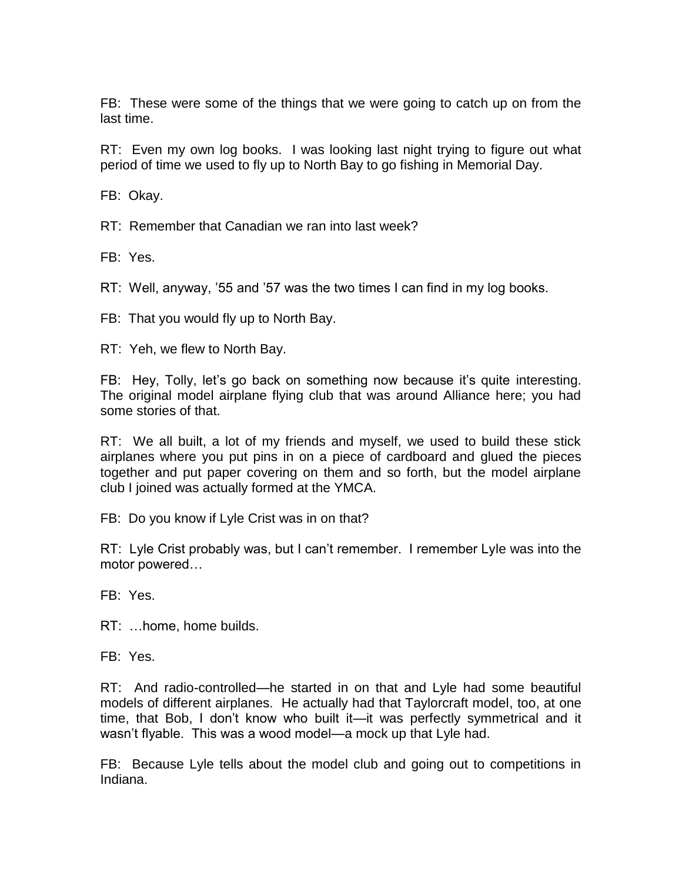FB: These were some of the things that we were going to catch up on from the last time.

RT: Even my own log books. I was looking last night trying to figure out what period of time we used to fly up to North Bay to go fishing in Memorial Day.

FB: Okay.

RT: Remember that Canadian we ran into last week?

FB: Yes.

RT: Well, anyway, '55 and '57 was the two times I can find in my log books.

FB: That you would fly up to North Bay.

RT: Yeh, we flew to North Bay.

FB: Hey, Tolly, let's go back on something now because it's quite interesting. The original model airplane flying club that was around Alliance here; you had some stories of that.

RT: We all built, a lot of my friends and myself, we used to build these stick airplanes where you put pins in on a piece of cardboard and glued the pieces together and put paper covering on them and so forth, but the model airplane club I joined was actually formed at the YMCA.

FB: Do you know if Lyle Crist was in on that?

RT: Lyle Crist probably was, but I can't remember. I remember Lyle was into the motor powered…

FB: Yes.

RT: …home, home builds.

FB: Yes.

RT: And radio-controlled—he started in on that and Lyle had some beautiful models of different airplanes. He actually had that Taylorcraft model, too, at one time, that Bob, I don't know who built it—it was perfectly symmetrical and it wasn't flyable. This was a wood model—a mock up that Lyle had.

FB: Because Lyle tells about the model club and going out to competitions in Indiana.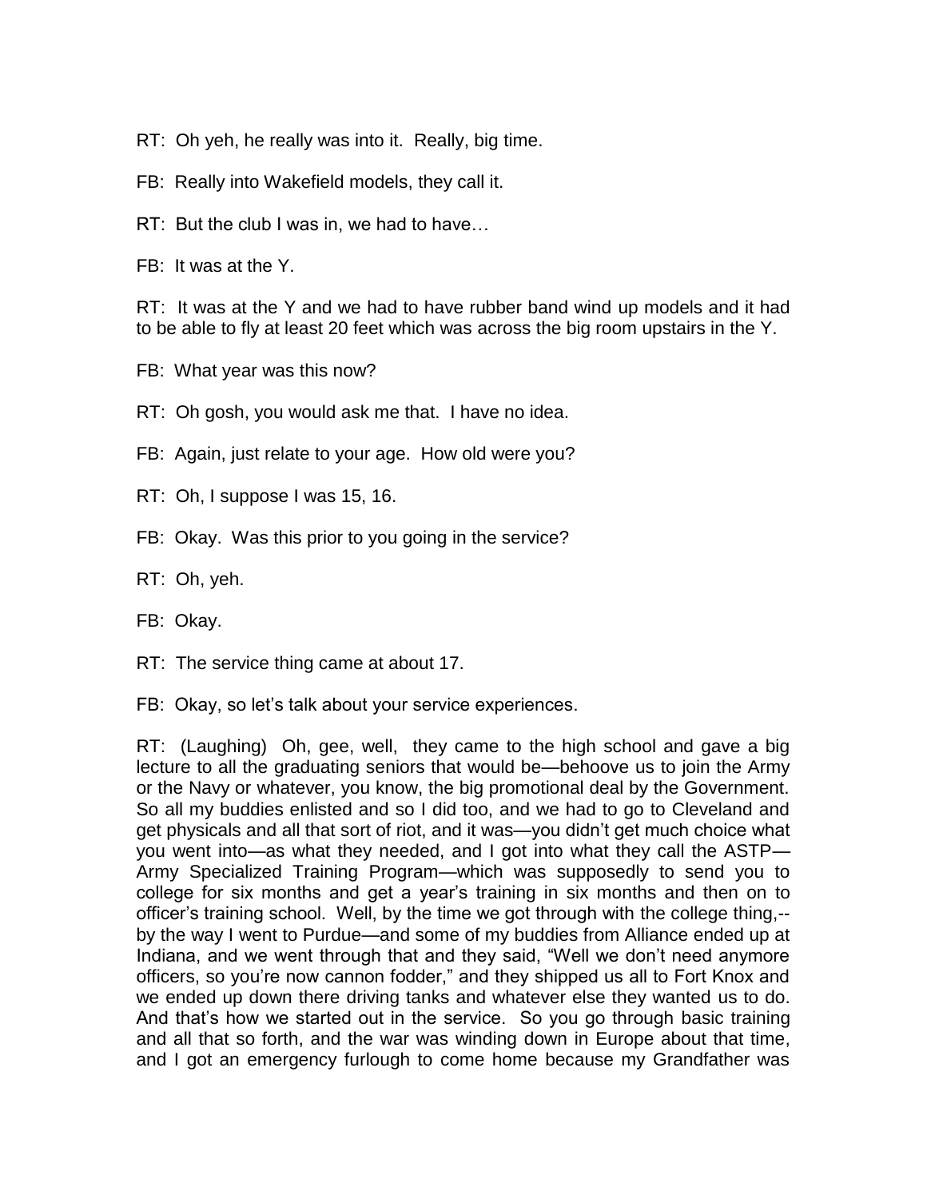RT: Oh yeh, he really was into it. Really, big time.

FB: Really into Wakefield models, they call it.

RT: But the club I was in, we had to have…

FB: It was at the Y.

RT: It was at the Y and we had to have rubber band wind up models and it had to be able to fly at least 20 feet which was across the big room upstairs in the Y.

FB: What year was this now?

RT: Oh gosh, you would ask me that. I have no idea.

FB: Again, just relate to your age. How old were you?

RT: Oh, I suppose I was 15, 16.

FB: Okay. Was this prior to you going in the service?

RT: Oh, yeh.

FB: Okay.

RT: The service thing came at about 17.

FB: Okay, so let's talk about your service experiences.

RT: (Laughing) Oh, gee, well, they came to the high school and gave a big lecture to all the graduating seniors that would be—behoove us to join the Army or the Navy or whatever, you know, the big promotional deal by the Government. So all my buddies enlisted and so I did too, and we had to go to Cleveland and get physicals and all that sort of riot, and it was—you didn't get much choice what you went into—as what they needed, and I got into what they call the ASTP—Army Specialized Training Program—which was supposedly to send you to college for six months and get a year's training in six months and then on to officer's training school. Well, by the time we got through with the college thing,--by the way I went to Purdue—and some of my buddies from Alliance ended up at Indiana, and we went through that and they said, "Well we don't need anymore officers, so you're now cannon fodder," and they shipped us all to Fort Knox and we ended up down there driving tanks and whatever else they wanted us to do. And that's how we started out in the service. So you go through basic training and all that so forth, and the war was winding down in Europe about that time, and I got an emergency furlough to come home because my Grandfather was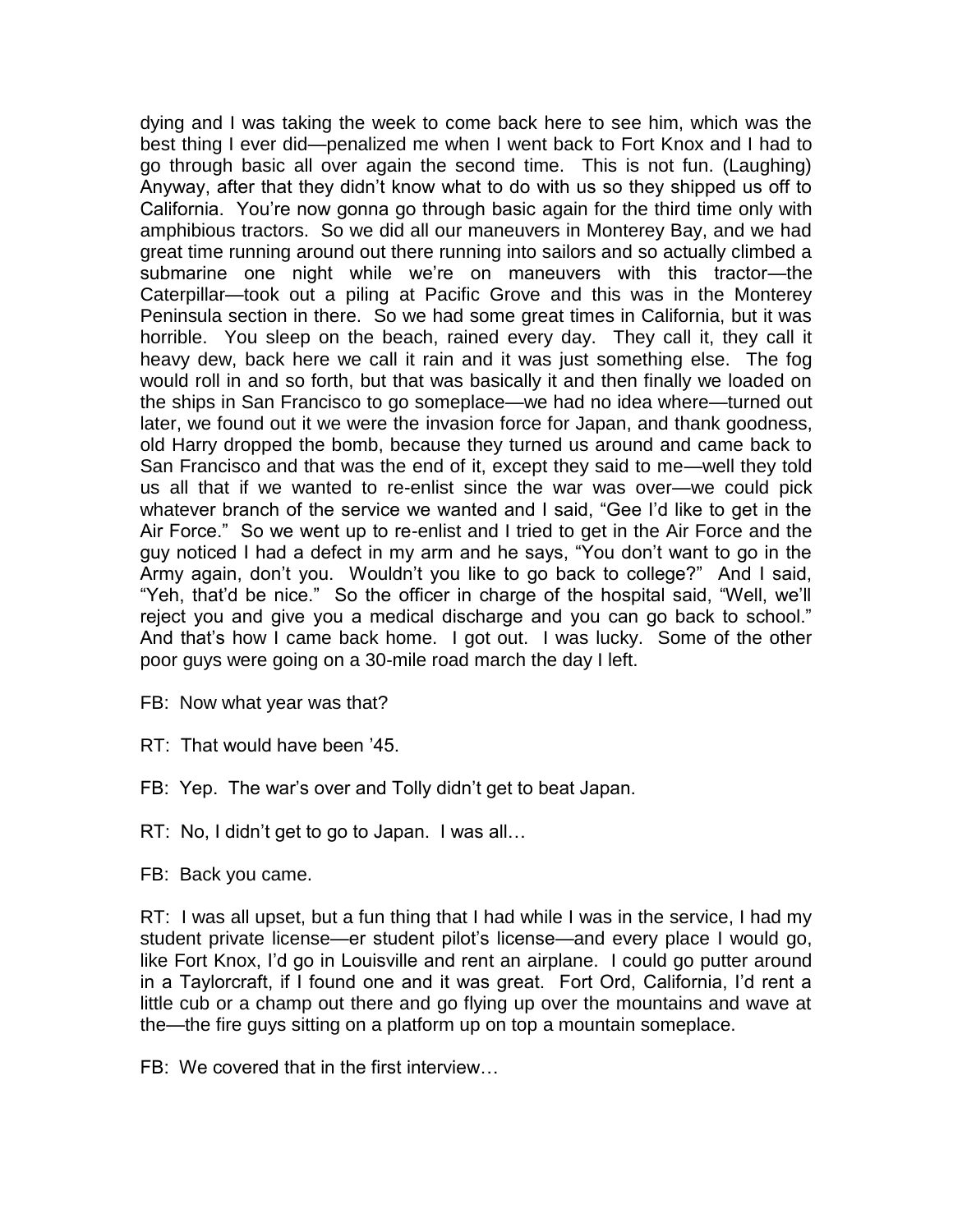dying and I was taking the week to come back here to see him, which was the best thing I ever did—penalized me when I went back to Fort Knox and I had to go through basic all over again the second time. This is not fun. (Laughing) Anyway, after that they didn't know what to do with us so they shipped us off to California. You're now gonna go through basic again for the third time only with amphibious tractors. So we did all our maneuvers in Monterey Bay, and we had great time running around out there running into sailors and so actually climbed a submarine one night while we're on maneuvers with this tractor—the Caterpillar—took out a piling at Pacific Grove and this was in the Monterey Peninsula section in there. So we had some great times in California, but it was horrible. You sleep on the beach, rained every day. They call it, they call it heavy dew, back here we call it rain and it was just something else. The fog would roll in and so forth, but that was basically it and then finally we loaded on the ships in San Francisco to go someplace—we had no idea where—turned out later, we found out it we were the invasion force for Japan, and thank goodness, old Harry dropped the bomb, because they turned us around and came back to San Francisco and that was the end of it, except they said to me—well they told us all that if we wanted to re-enlist since the war was over—we could pick whatever branch of the service we wanted and I said, "Gee I'd like to get in the Air Force." So we went up to re-enlist and I tried to get in the Air Force and the guy noticed I had a defect in my arm and he says, "You don't want to go in the Army again, don't you. Wouldn't you like to go back to college?" And I said, "Yeh, that'd be nice." So the officer in charge of the hospital said, "Well, we'll reject you and give you a medical discharge and you can go back to school." And that's how I came back home. I got out. I was lucky. Some of the other poor guys were going on a 30-mile road march the day I left.

FB: Now what year was that?

RT: That would have been '45.

FB: Yep. The war's over and Tolly didn't get to beat Japan.

RT: No, I didn't get to go to Japan. I was all…

FB: Back you came.

RT: I was all upset, but a fun thing that I had while I was in the service, I had my student private license—er student pilot's license—and every place I would go, like Fort Knox, I'd go in Louisville and rent an airplane. I could go putter around in a Taylorcraft, if I found one and it was great. Fort Ord, California, I'd rent a little cub or a champ out there and go flying up over the mountains and wave at the—the fire guys sitting on a platform up on top a mountain someplace.

FB: We covered that in the first interview…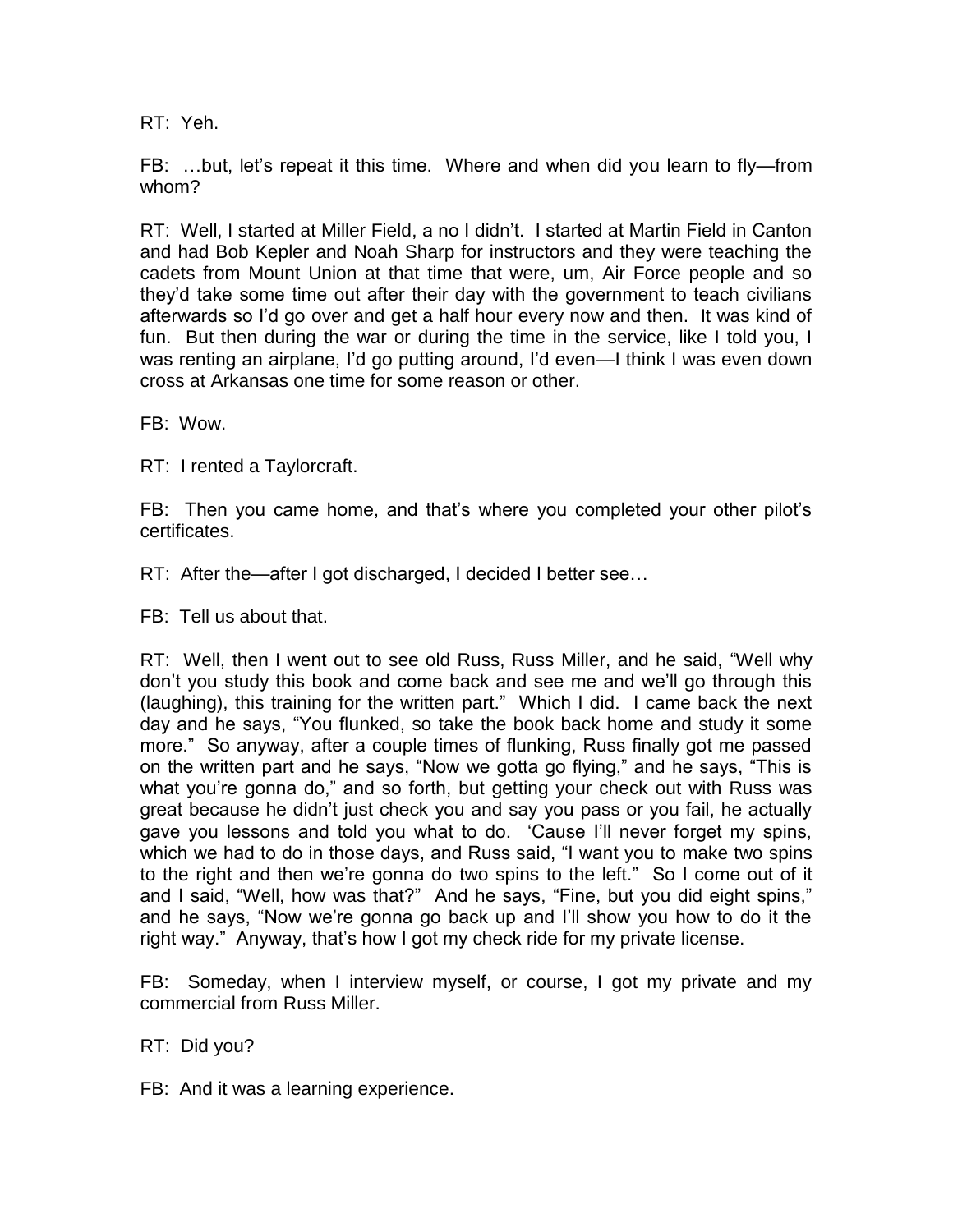RT: Yeh.

FB: …but, let's repeat it this time. Where and when did you learn to fly—from whom?

RT: Well, I started at Miller Field, a no I didn't. I started at Martin Field in Canton and had Bob Kepler and Noah Sharp for instructors and they were teaching the cadets from Mount Union at that time that were, um, Air Force people and so they'd take some time out after their day with the government to teach civilians afterwards so I'd go over and get a half hour every now and then. It was kind of fun. But then during the war or during the time in the service, like I told you, I was renting an airplane, I'd go putting around, I'd even—I think I was even down cross at Arkansas one time for some reason or other.

FB: Wow.

RT: I rented a Taylorcraft.

FB: Then you came home, and that's where you completed your other pilot's certificates.

RT: After the—after I got discharged, I decided I better see…

FB: Tell us about that.

RT: Well, then I went out to see old Russ, Russ Miller, and he said, "Well why don't you study this book and come back and see me and we'll go through this (laughing), this training for the written part." Which I did. I came back the next day and he says, "You flunked, so take the book back home and study it some more." So anyway, after a couple times of flunking, Russ finally got me passed on the written part and he says, "Now we gotta go flying," and he says, "This is what you're gonna do," and so forth, but getting your check out with Russ was great because he didn't just check you and say you pass or you fail, he actually gave you lessons and told you what to do. 'Cause I'll never forget my spins, which we had to do in those days, and Russ said, "I want you to make two spins to the right and then we're gonna do two spins to the left." So I come out of it and I said, "Well, how was that?" And he says, "Fine, but you did eight spins," and he says, "Now we're gonna go back up and I'll show you how to do it the right way." Anyway, that's how I got my check ride for my private license.

FB: Someday, when I interview myself, or course, I got my private and my commercial from Russ Miller.

RT: Did you?

FB: And it was a learning experience.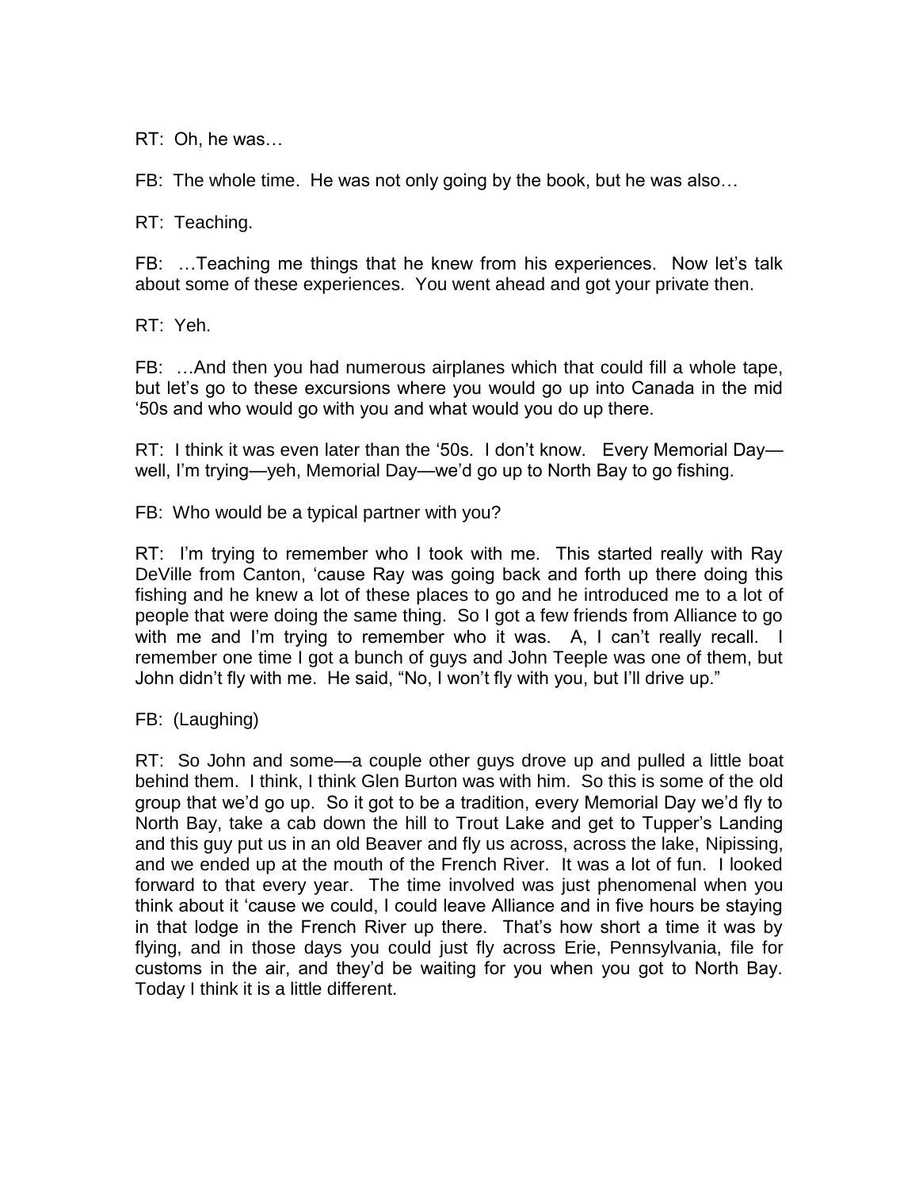RT: Oh, he was…

FB: The whole time. He was not only going by the book, but he was also…

RT: Teaching.

FB: …Teaching me things that he knew from his experiences. Now let's talk about some of these experiences. You went ahead and got your private then.

RT: Yeh.

FB: …And then you had numerous airplanes which that could fill a whole tape, but let's go to these excursions where you would go up into Canada in the mid '50s and who would go with you and what would you do up there.

RT: I think it was even later than the '50s. I don't know. Every Memorial Day—well, I'm trying—yeh, Memorial Day—we'd go up to North Bay to go fishing.

FB: Who would be a typical partner with you?

RT: I'm trying to remember who I took with me. This started really with Ray DeVille from Canton, 'cause Ray was going back and forth up there doing this fishing and he knew a lot of these places to go and he introduced me to a lot of people that were doing the same thing. So I got a few friends from Alliance to go with me and I'm trying to remember who it was. A, I can't really recall. I remember one time I got a bunch of guys and John Teeple was one of them, but John didn't fly with me. He said, "No, I won't fly with you, but I'll drive up."

FB: (Laughing)

RT: So John and some—a couple other guys drove up and pulled a little boat behind them. I think, I think Glen Burton was with him. So this is some of the old group that we'd go up. So it got to be a tradition, every Memorial Day we'd fly to North Bay, take a cab down the hill to Trout Lake and get to Tupper's Landing and this guy put us in an old Beaver and fly us across, across the lake, Nipissing, and we ended up at the mouth of the French River. It was a lot of fun. I looked forward to that every year. The time involved was just phenomenal when you think about it 'cause we could, I could leave Alliance and in five hours be staying in that lodge in the French River up there. That's how short a time it was by flying, and in those days you could just fly across Erie, Pennsylvania, file for customs in the air, and they'd be waiting for you when you got to North Bay. Today I think it is a little different.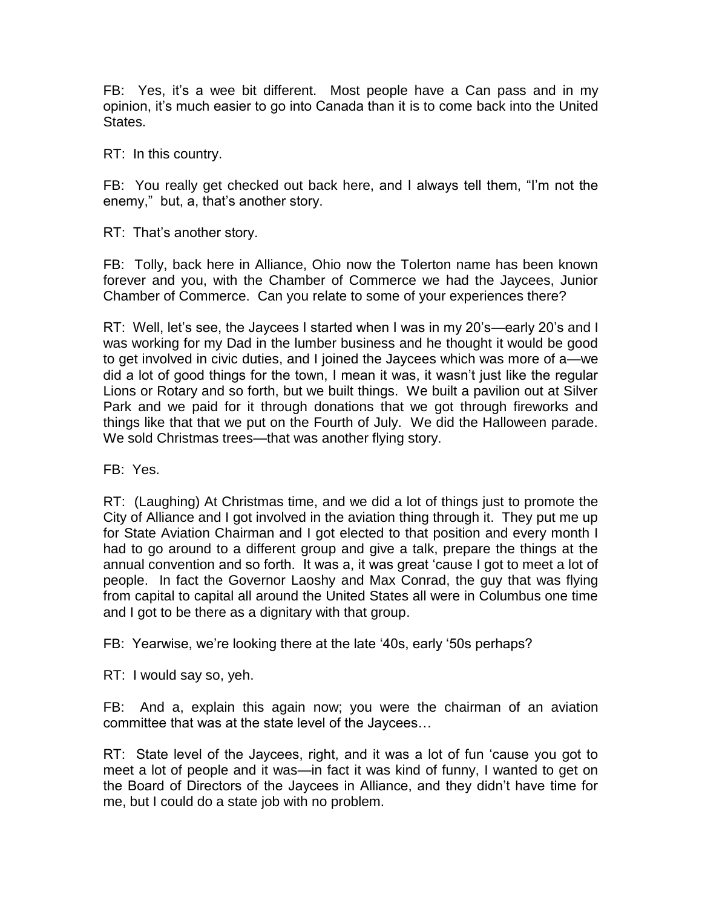FB: Yes, it's a wee bit different. Most people have a Can pass and in my opinion, it's much easier to go into Canada than it is to come back into the United States.

RT: In this country.

FB: You really get checked out back here, and I always tell them, "I'm not the enemy," but, a, that's another story.

RT: That's another story.

FB: Tolly, back here in Alliance, Ohio now the Tolerton name has been known forever and you, with the Chamber of Commerce we had the Jaycees, Junior Chamber of Commerce. Can you relate to some of your experiences there?

RT: Well, let's see, the Jaycees I started when I was in my 20's—early 20's and I was working for my Dad in the lumber business and he thought it would be good to get involved in civic duties, and I joined the Jaycees which was more of a—we did a lot of good things for the town, I mean it was, it wasn't just like the regular Lions or Rotary and so forth, but we built things. We built a pavilion out at Silver Park and we paid for it through donations that we got through fireworks and things like that that we put on the Fourth of July. We did the Halloween parade. We sold Christmas trees—that was another flying story.

FB: Yes.

RT: (Laughing) At Christmas time, and we did a lot of things just to promote the City of Alliance and I got involved in the aviation thing through it. They put me up for State Aviation Chairman and I got elected to that position and every month I had to go around to a different group and give a talk, prepare the things at the annual convention and so forth. It was a, it was great 'cause I got to meet a lot of people. In fact the Governor Laoshy and Max Conrad, the guy that was flying from capital to capital all around the United States all were in Columbus one time and I got to be there as a dignitary with that group.

FB: Yearwise, we're looking there at the late '40s, early '50s perhaps?

RT: I would say so, yeh.

FB: And a, explain this again now; you were the chairman of an aviation committee that was at the state level of the Jaycees…

RT: State level of the Jaycees, right, and it was a lot of fun 'cause you got to meet a lot of people and it was—in fact it was kind of funny, I wanted to get on the Board of Directors of the Jaycees in Alliance, and they didn't have time for me, but I could do a state job with no problem.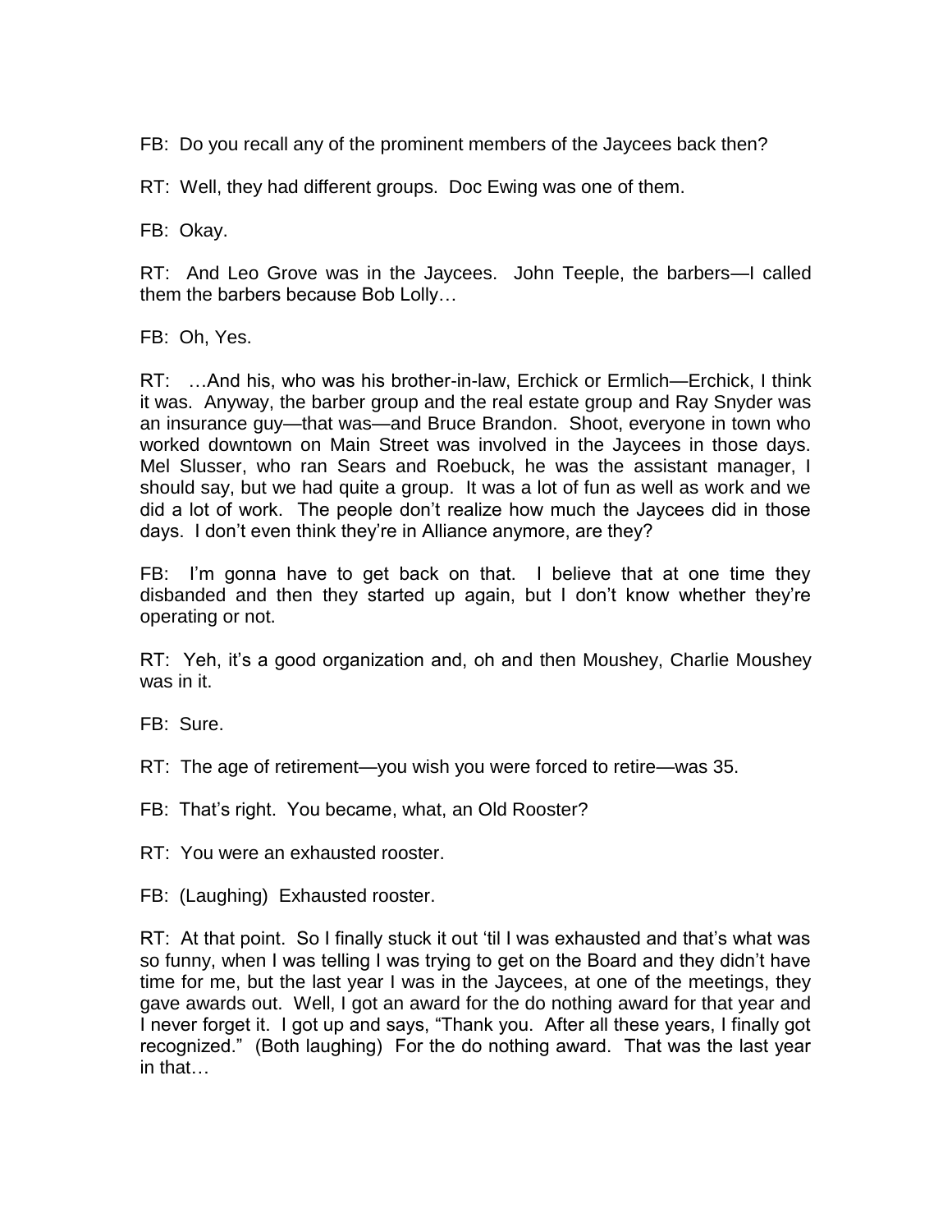FB: Do you recall any of the prominent members of the Jaycees back then?

RT: Well, they had different groups. Doc Ewing was one of them.

FB: Okay.

RT: And Leo Grove was in the Jaycees. John Teeple, the barbers—I called them the barbers because Bob Lolly…

FB: Oh, Yes.

RT: …And his, who was his brother-in-law, Erchick or Ermlich—Erchick, I think it was. Anyway, the barber group and the real estate group and Ray Snyder was an insurance guy—that was—and Bruce Brandon. Shoot, everyone in town who worked downtown on Main Street was involved in the Jaycees in those days. Mel Slusser, who ran Sears and Roebuck, he was the assistant manager, I should say, but we had quite a group. It was a lot of fun as well as work and we did a lot of work. The people don't realize how much the Jaycees did in those days. I don't even think they're in Alliance anymore, are they?

FB: I'm gonna have to get back on that. I believe that at one time they disbanded and then they started up again, but I don't know whether they're operating or not.

RT: Yeh, it's a good organization and, oh and then Moushey, Charlie Moushey was in it.

FB: Sure.

RT: The age of retirement—you wish you were forced to retire—was 35.

FB: That's right. You became, what, an Old Rooster?

RT: You were an exhausted rooster.

FB: (Laughing) Exhausted rooster.

RT: At that point. So I finally stuck it out 'til I was exhausted and that's what was so funny, when I was telling I was trying to get on the Board and they didn't have time for me, but the last year I was in the Jaycees, at one of the meetings, they gave awards out. Well, I got an award for the do nothing award for that year and I never forget it. I got up and says, "Thank you. After all these years, I finally got recognized." (Both laughing) For the do nothing award. That was the last year in that…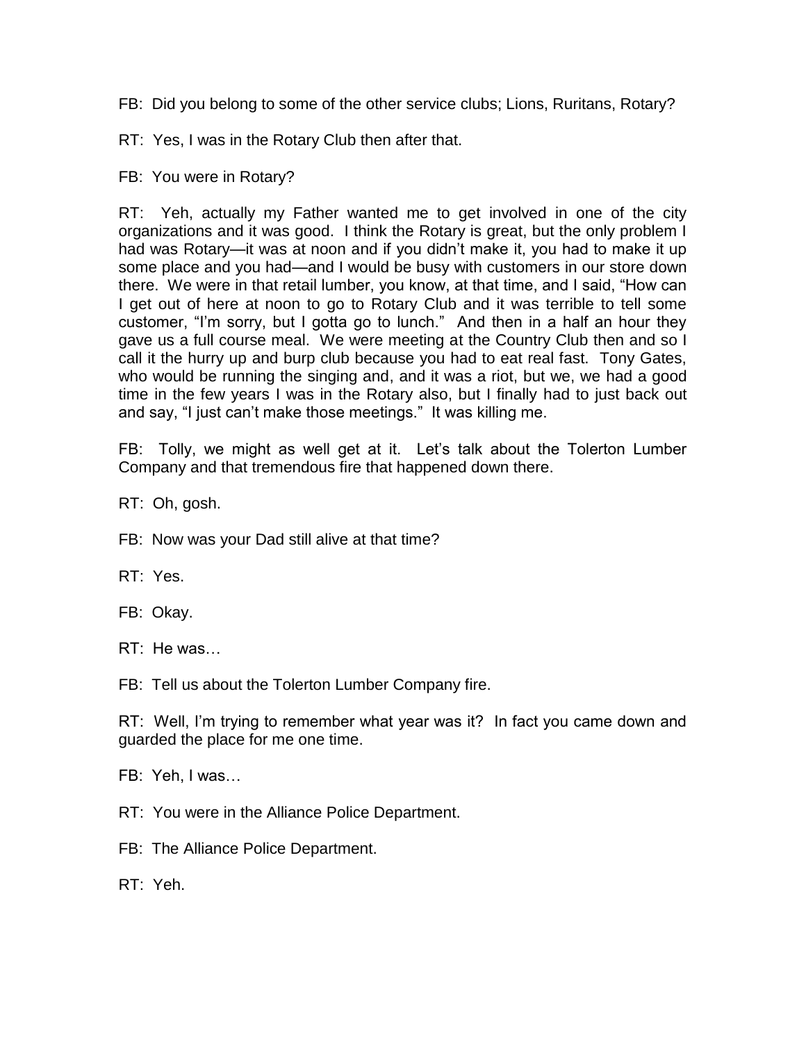FB: Did you belong to some of the other service clubs; Lions, Ruritans, Rotary?

RT: Yes, I was in the Rotary Club then after that.

FB: You were in Rotary?

RT: Yeh, actually my Father wanted me to get involved in one of the city organizations and it was good. I think the Rotary is great, but the only problem I had was Rotary—it was at noon and if you didn't make it, you had to make it up some place and you had—and I would be busy with customers in our store down there. We were in that retail lumber, you know, at that time, and I said, "How can I get out of here at noon to go to Rotary Club and it was terrible to tell some customer, "I'm sorry, but I gotta go to lunch." And then in a half an hour they gave us a full course meal. We were meeting at the Country Club then and so I call it the hurry up and burp club because you had to eat real fast. Tony Gates, who would be running the singing and, and it was a riot, but we, we had a good time in the few years I was in the Rotary also, but I finally had to just back out and say, "I just can't make those meetings." It was killing me.

FB: Tolly, we might as well get at it. Let's talk about the Tolerton Lumber Company and that tremendous fire that happened down there.

RT: Oh, gosh.

FB: Now was your Dad still alive at that time?

RT: Yes.

FB: Okay.

RT: He was…

FB: Tell us about the Tolerton Lumber Company fire.

RT: Well, I'm trying to remember what year was it? In fact you came down and guarded the place for me one time.

FB: Yeh, I was…

RT: You were in the Alliance Police Department.

FB: The Alliance Police Department.

RT: Yeh.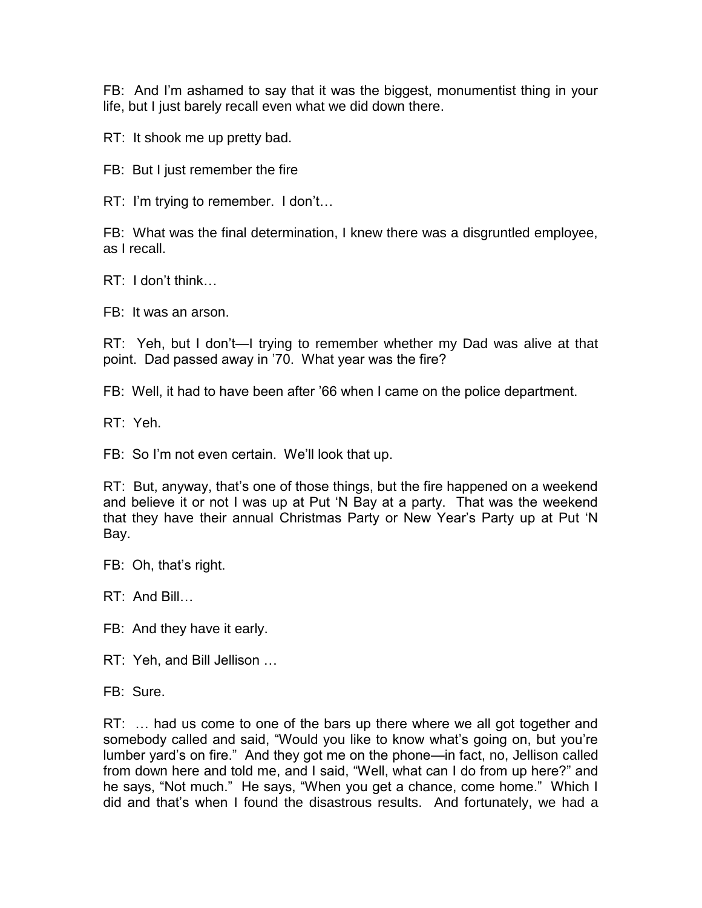FB: And I'm ashamed to say that it was the biggest, monumentist thing in your life, but I just barely recall even what we did down there.

RT: It shook me up pretty bad.

FB: But I just remember the fire

RT: I'm trying to remember. I don't…

FB: What was the final determination, I knew there was a disgruntled employee, as I recall.

RT: I don't think…

FB: It was an arson.

RT: Yeh, but I don't—I trying to remember whether my Dad was alive at that point. Dad passed away in '70. What year was the fire?

FB: Well, it had to have been after '66 when I came on the police department.

RT: Yeh.

FB: So I'm not even certain. We'll look that up.

RT: But, anyway, that's one of those things, but the fire happened on a weekend and believe it or not I was up at Put 'N Bay at a party. That was the weekend that they have their annual Christmas Party or New Year's Party up at Put 'N Bay.

FB: Oh, that's right.

RT: And Bill…

FB: And they have it early.

RT: Yeh, and Bill Jellison …

FB: Sure.

RT: … had us come to one of the bars up there where we all got together and somebody called and said, "Would you like to know what's going on, but you're lumber yard's on fire." And they got me on the phone—in fact, no, Jellison called from down here and told me, and I said, "Well, what can I do from up here?" and he says, "Not much." He says, "When you get a chance, come home." Which I did and that's when I found the disastrous results. And fortunately, we had a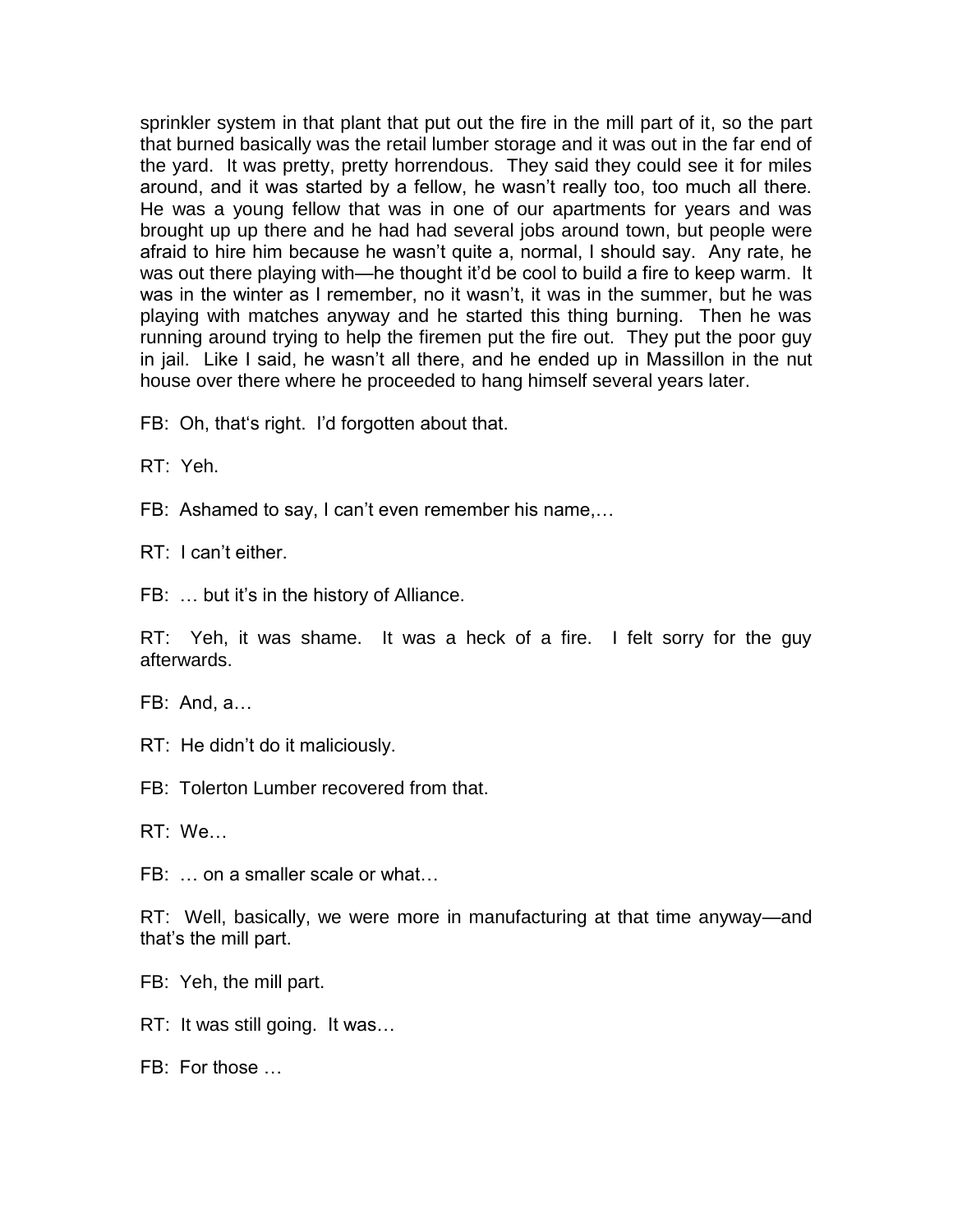sprinkler system in that plant that put out the fire in the mill part of it, so the part that burned basically was the retail lumber storage and it was out in the far end of the yard. It was pretty, pretty horrendous. They said they could see it for miles around, and it was started by a fellow, he wasn't really too, too much all there. He was a young fellow that was in one of our apartments for years and was brought up up there and he had had several jobs around town, but people were afraid to hire him because he wasn't quite a, normal, I should say. Any rate, he was out there playing with—he thought it'd be cool to build a fire to keep warm. It was in the winter as I remember, no it wasn't, it was in the summer, but he was playing with matches anyway and he started this thing burning. Then he was running around trying to help the firemen put the fire out. They put the poor guy in jail. Like I said, he wasn't all there, and he ended up in Massillon in the nut house over there where he proceeded to hang himself several years later.

FB: Oh, that's right. I'd forgotten about that.

RT: Yeh.

FB: Ashamed to say, I can't even remember his name,…

RT: I can't either.

FB: … but it's in the history of Alliance.

RT: Yeh, it was shame. It was a heck of a fire. I felt sorry for the guy afterwards.

FB: And, a…

RT: He didn't do it maliciously.

FB: Tolerton Lumber recovered from that.

RT: We…

FB: … on a smaller scale or what…

RT: Well, basically, we were more in manufacturing at that time anyway—and that's the mill part.

FB: Yeh, the mill part.

RT: It was still going. It was…

FB: For those …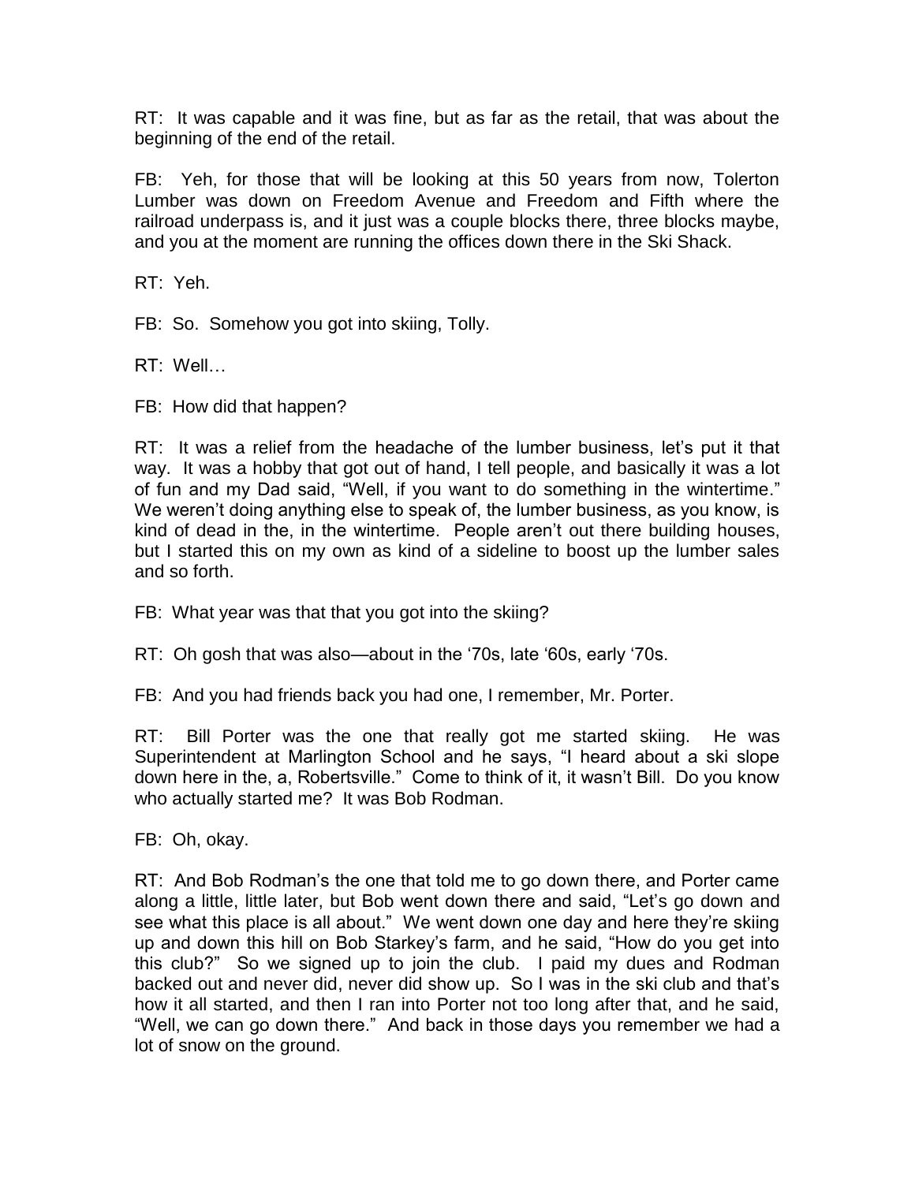RT: It was capable and it was fine, but as far as the retail, that was about the beginning of the end of the retail.

FB: Yeh, for those that will be looking at this 50 years from now, Tolerton Lumber was down on Freedom Avenue and Freedom and Fifth where the railroad underpass is, and it just was a couple blocks there, three blocks maybe, and you at the moment are running the offices down there in the Ski Shack.

RT: Yeh.

FB: So. Somehow you got into skiing, Tolly.

RT: Well…

FB: How did that happen?

RT: It was a relief from the headache of the lumber business, let's put it that way. It was a hobby that got out of hand, I tell people, and basically it was a lot of fun and my Dad said, "Well, if you want to do something in the wintertime." We weren't doing anything else to speak of, the lumber business, as you know, is kind of dead in the, in the wintertime. People aren't out there building houses, but I started this on my own as kind of a sideline to boost up the lumber sales and so forth.

FB: What year was that that you got into the skiing?

RT: Oh gosh that was also—about in the '70s, late '60s, early '70s.

FB: And you had friends back you had one, I remember, Mr. Porter.

RT: Bill Porter was the one that really got me started skiing. He was Superintendent at Marlington School and he says, "I heard about a ski slope down here in the, a, Robertsville." Come to think of it, it wasn't Bill. Do you know who actually started me? It was Bob Rodman.

FB: Oh, okay.

RT: And Bob Rodman's the one that told me to go down there, and Porter came along a little, little later, but Bob went down there and said, "Let's go down and see what this place is all about." We went down one day and here they're skiing up and down this hill on Bob Starkey's farm, and he said, "How do you get into this club?" So we signed up to join the club. I paid my dues and Rodman backed out and never did, never did show up. So I was in the ski club and that's how it all started, and then I ran into Porter not too long after that, and he said, "Well, we can go down there." And back in those days you remember we had a lot of snow on the ground.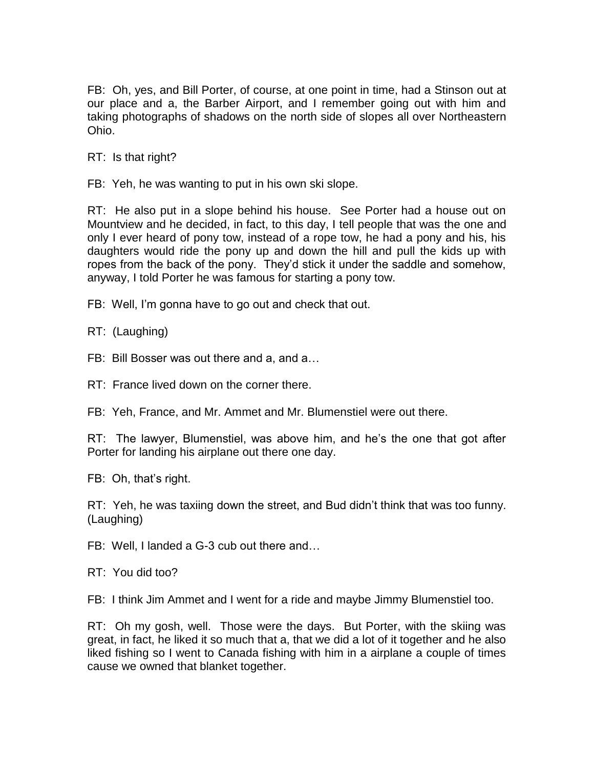FB: Oh, yes, and Bill Porter, of course, at one point in time, had a Stinson out at our place and a, the Barber Airport, and I remember going out with him and taking photographs of shadows on the north side of slopes all over Northeastern Ohio.

RT: Is that right?

FB: Yeh, he was wanting to put in his own ski slope.

RT: He also put in a slope behind his house. See Porter had a house out on Mountview and he decided, in fact, to this day, I tell people that was the one and only I ever heard of pony tow, instead of a rope tow, he had a pony and his, his daughters would ride the pony up and down the hill and pull the kids up with ropes from the back of the pony. They'd stick it under the saddle and somehow, anyway, I told Porter he was famous for starting a pony tow.

FB: Well, I'm gonna have to go out and check that out.

RT: (Laughing)

FB: Bill Bosser was out there and a, and a…

RT: France lived down on the corner there.

FB: Yeh, France, and Mr. Ammet and Mr. Blumenstiel were out there.

RT: The lawyer, Blumenstiel, was above him, and he's the one that got after Porter for landing his airplane out there one day.

FB: Oh, that's right.

RT: Yeh, he was taxiing down the street, and Bud didn't think that was too funny. (Laughing)

FB: Well, I landed a G-3 cub out there and…

RT: You did too?

FB: I think Jim Ammet and I went for a ride and maybe Jimmy Blumenstiel too.

RT: Oh my gosh, well. Those were the days. But Porter, with the skiing was great, in fact, he liked it so much that a, that we did a lot of it together and he also liked fishing so I went to Canada fishing with him in a airplane a couple of times cause we owned that blanket together.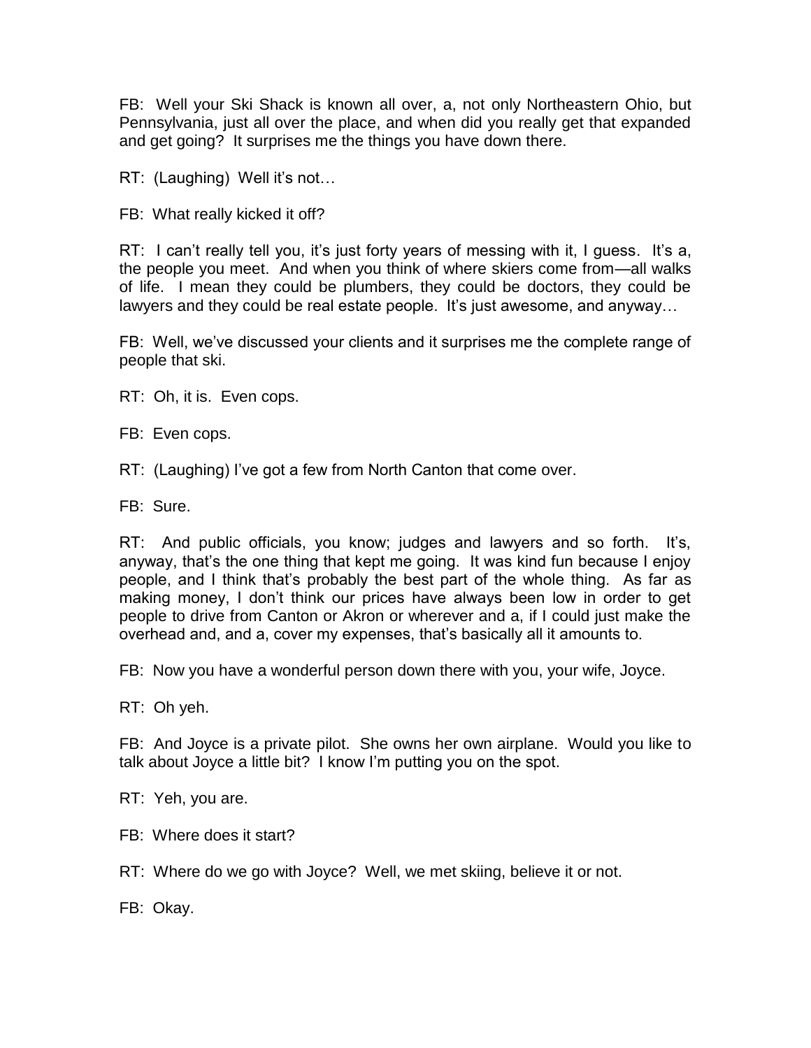FB: Well your Ski Shack is known all over, a, not only Northeastern Ohio, but Pennsylvania, just all over the place, and when did you really get that expanded and get going? It surprises me the things you have down there.

RT: (Laughing) Well it's not…

FB: What really kicked it off?

RT: I can't really tell you, it's just forty years of messing with it, I guess. It's a, the people you meet. And when you think of where skiers come from—all walks of life. I mean they could be plumbers, they could be doctors, they could be lawyers and they could be real estate people. It's just awesome, and anyway…

FB: Well, we've discussed your clients and it surprises me the complete range of people that ski.

RT: Oh, it is. Even cops.

FB: Even cops.

RT: (Laughing) I've got a few from North Canton that come over.

FB: Sure.

RT: And public officials, you know; judges and lawyers and so forth. It's, anyway, that's the one thing that kept me going. It was kind fun because I enjoy people, and I think that's probably the best part of the whole thing. As far as making money, I don't think our prices have always been low in order to get people to drive from Canton or Akron or wherever and a, if I could just make the overhead and, and a, cover my expenses, that's basically all it amounts to.

FB: Now you have a wonderful person down there with you, your wife, Joyce.

RT: Oh yeh.

FB: And Joyce is a private pilot. She owns her own airplane. Would you like to talk about Joyce a little bit? I know I'm putting you on the spot.

RT: Yeh, you are.

FB: Where does it start?

RT: Where do we go with Joyce? Well, we met skiing, believe it or not.

FB: Okay.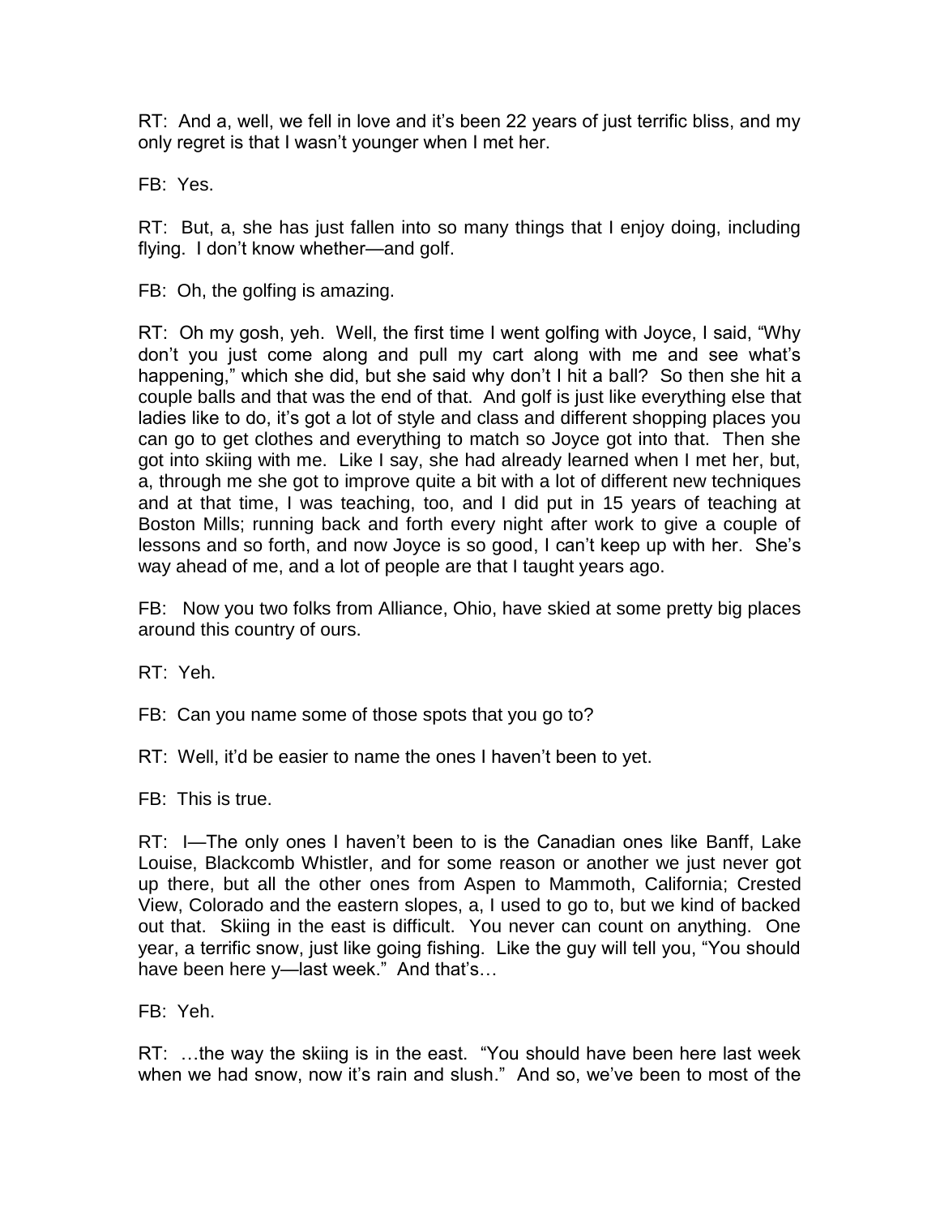RT: And a, well, we fell in love and it's been 22 years of just terrific bliss, and my only regret is that I wasn't younger when I met her.

FB: Yes.

RT: But, a, she has just fallen into so many things that I enjoy doing, including flying. I don't know whether—and golf.

FB: Oh, the golfing is amazing.

RT: Oh my gosh, yeh. Well, the first time I went golfing with Joyce, I said, "Why don't you just come along and pull my cart along with me and see what's happening," which she did, but she said why don't I hit a ball? So then she hit a couple balls and that was the end of that. And golf is just like everything else that ladies like to do, it's got a lot of style and class and different shopping places you can go to get clothes and everything to match so Joyce got into that. Then she got into skiing with me. Like I say, she had already learned when I met her, but, a, through me she got to improve quite a bit with a lot of different new techniques and at that time, I was teaching, too, and I did put in 15 years of teaching at Boston Mills; running back and forth every night after work to give a couple of lessons and so forth, and now Joyce is so good, I can't keep up with her. She's way ahead of me, and a lot of people are that I taught years ago.

FB: Now you two folks from Alliance, Ohio, have skied at some pretty big places around this country of ours.

RT: Yeh.

FB: Can you name some of those spots that you go to?

RT: Well, it'd be easier to name the ones I haven't been to yet.

FB: This is true.

RT: I—The only ones I haven't been to is the Canadian ones like Banff, Lake Louise, Blackcomb Whistler, and for some reason or another we just never got up there, but all the other ones from Aspen to Mammoth, California; Crested View, Colorado and the eastern slopes, a, I used to go to, but we kind of backed out that. Skiing in the east is difficult. You never can count on anything. One year, a terrific snow, just like going fishing. Like the guy will tell you, "You should have been here y—last week." And that's…

FB: Yeh.

RT: …the way the skiing is in the east. "You should have been here last week when we had snow, now it's rain and slush." And so, we've been to most of the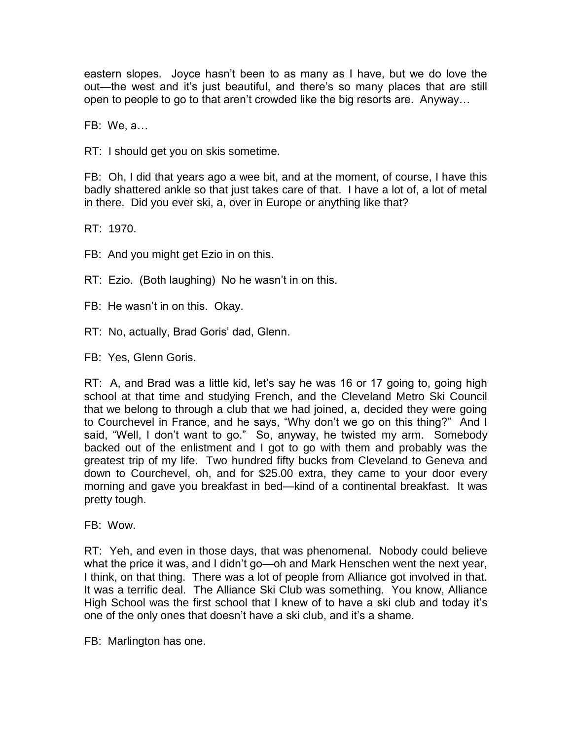eastern slopes. Joyce hasn't been to as many as I have, but we do love the out—the west and it's just beautiful, and there's so many places that are still open to people to go to that aren't crowded like the big resorts are. Anyway…

FB: We, a…

RT: I should get you on skis sometime.

FB: Oh, I did that years ago a wee bit, and at the moment, of course, I have this badly shattered ankle so that just takes care of that. I have a lot of, a lot of metal in there. Did you ever ski, a, over in Europe or anything like that?

RT: 1970.

FB: And you might get Ezio in on this.

RT: Ezio. (Both laughing) No he wasn't in on this.

FB: He wasn't in on this. Okay.

RT: No, actually, Brad Goris' dad, Glenn.

FB: Yes, Glenn Goris.

RT: A, and Brad was a little kid, let's say he was 16 or 17 going to, going high school at that time and studying French, and the Cleveland Metro Ski Council that we belong to through a club that we had joined, a, decided they were going to Courchevel in France, and he says, "Why don't we go on this thing?" And I said, "Well, I don't want to go." So, anyway, he twisted my arm. Somebody backed out of the enlistment and I got to go with them and probably was the greatest trip of my life. Two hundred fifty bucks from Cleveland to Geneva and down to Courchevel, oh, and for $25.00 extra, they came to your door every morning and gave you breakfast in bed—kind of a continental breakfast. It was pretty tough.

FB: Wow.

RT: Yeh, and even in those days, that was phenomenal. Nobody could believe what the price it was, and I didn't go—oh and Mark Henschen went the next year, I think, on that thing. There was a lot of people from Alliance got involved in that. It was a terrific deal. The Alliance Ski Club was something. You know, Alliance High School was the first school that I knew of to have a ski club and today it's one of the only ones that doesn't have a ski club, and it's a shame.

FB: Marlington has one.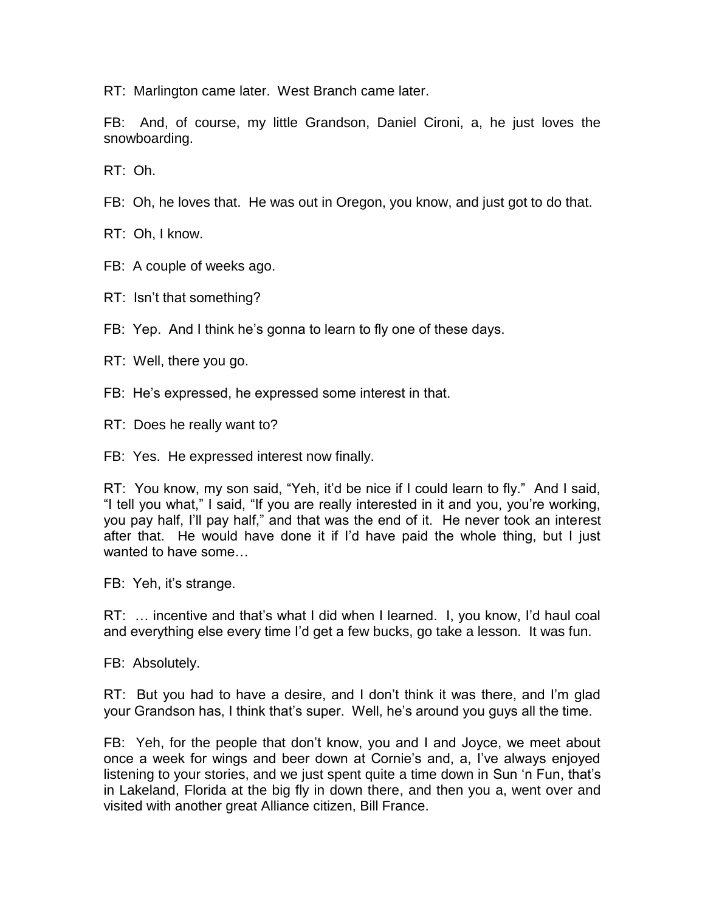RT:  Marlington came later.  West Branch came later.

FB:  And, of course, my little Grandson, Daniel Cironi, a, he just loves the snowboarding.

RT:  Oh.

FB:  Oh, he loves that.  He was out in Oregon, you know, and just got to do that.

RT:  Oh, I know.

FB:  A couple of weeks ago.

RT:  Isn't that something?

FB:  Yep.  And I think he's gonna to learn to fly one of these days.

RT:  Well, there you go.

FB:  He's expressed, he expressed some interest in that.

RT:  Does he really want to?

FB:  Yes.  He expressed interest now finally.

RT:  You know, my son said, "Yeh, it'd be nice if I could learn to fly."  And I said, "I tell you what," I said, "If you are really interested in it and you, you're working, you pay half, I'll pay half," and that was the end of it.  He never took an interest after that.  He would have done it if I'd have paid the whole thing, but I just wanted to have some…

FB:  Yeh, it's strange.

RT:  … incentive and that's what I did when I learned.  I, you know, I'd haul coal and everything else every time I'd get a few bucks, go take a lesson.  It was fun.

FB:  Absolutely.

RT:  But you had to have a desire, and I don't think it was there, and I'm glad your Grandson has, I think that's super.  Well, he's around you guys all the time.

FB:  Yeh, for the people that don't know, you and I and Joyce, we meet about once a week for wings and beer down at Cornie's and, a, I've always enjoyed listening to your stories, and we just spent quite a time down in Sun 'n Fun, that's in Lakeland, Florida at the big fly in down there, and then you a, went over and visited with another great Alliance citizen, Bill France.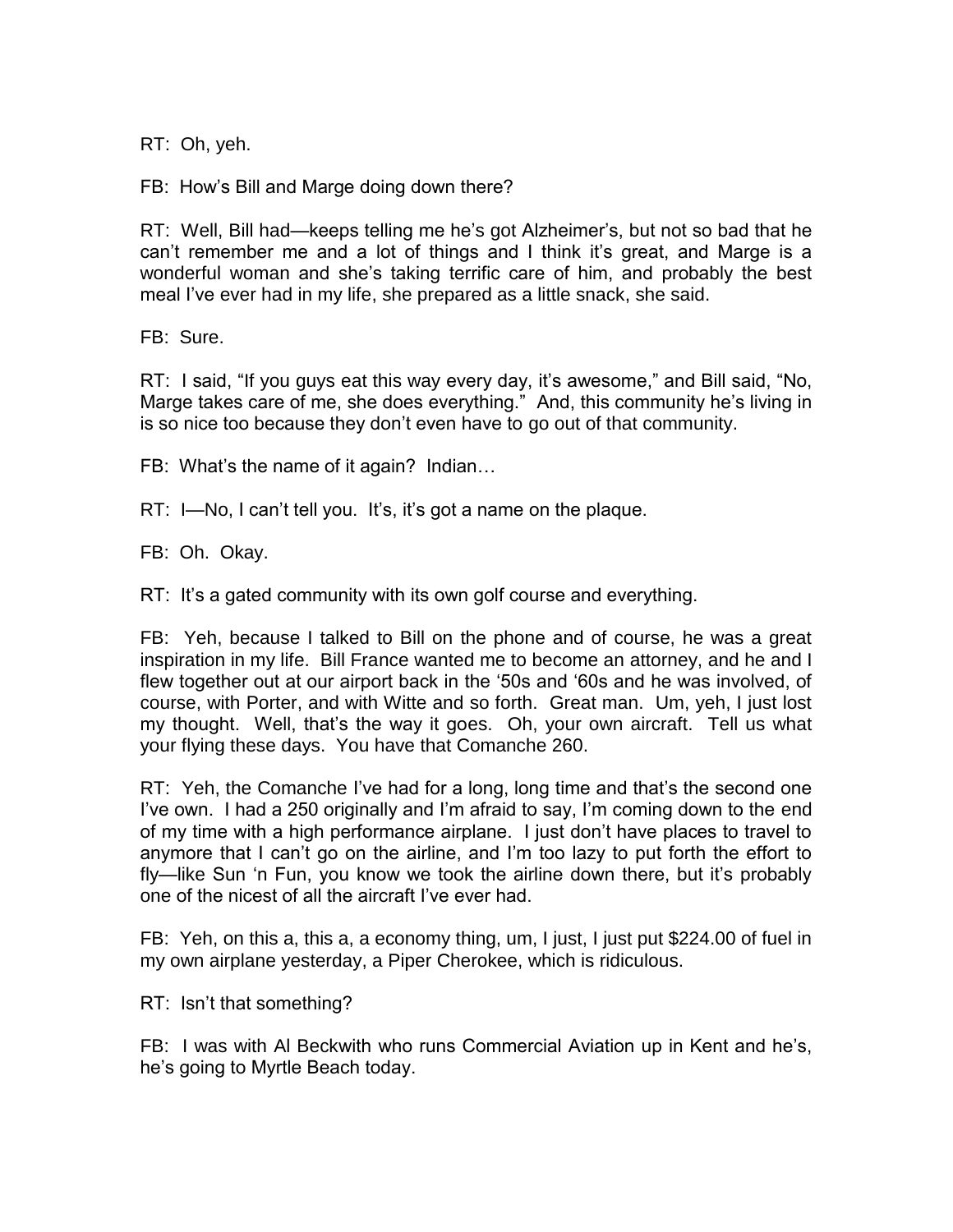RT: Oh, yeh.

FB: How's Bill and Marge doing down there?

RT: Well, Bill had—keeps telling me he's got Alzheimer's, but not so bad that he can't remember me and a lot of things and I think it's great, and Marge is a wonderful woman and she's taking terrific care of him, and probably the best meal I've ever had in my life, she prepared as a little snack, she said.

FB: Sure.

RT: I said, "If you guys eat this way every day, it's awesome," and Bill said, "No, Marge takes care of me, she does everything." And, this community he's living in is so nice too because they don't even have to go out of that community.

FB: What's the name of it again? Indian…

RT: I—No, I can't tell you. It's, it's got a name on the plaque.

FB: Oh. Okay.

RT: It's a gated community with its own golf course and everything.

FB: Yeh, because I talked to Bill on the phone and of course, he was a great inspiration in my life. Bill France wanted me to become an attorney, and he and I flew together out at our airport back in the '50s and '60s and he was involved, of course, with Porter, and with Witte and so forth. Great man. Um, yeh, I just lost my thought. Well, that's the way it goes. Oh, your own aircraft. Tell us what your flying these days. You have that Comanche 260.

RT: Yeh, the Comanche I've had for a long, long time and that's the second one I've own. I had a 250 originally and I'm afraid to say, I'm coming down to the end of my time with a high performance airplane. I just don't have places to travel to anymore that I can't go on the airline, and I'm too lazy to put forth the effort to fly—like Sun 'n Fun, you know we took the airline down there, but it's probably one of the nicest of all the aircraft I've ever had.

FB: Yeh, on this a, this a, a economy thing, um, I just, I just put $224.00 of fuel in my own airplane yesterday, a Piper Cherokee, which is ridiculous.

RT: Isn't that something?

FB: I was with Al Beckwith who runs Commercial Aviation up in Kent and he's, he's going to Myrtle Beach today.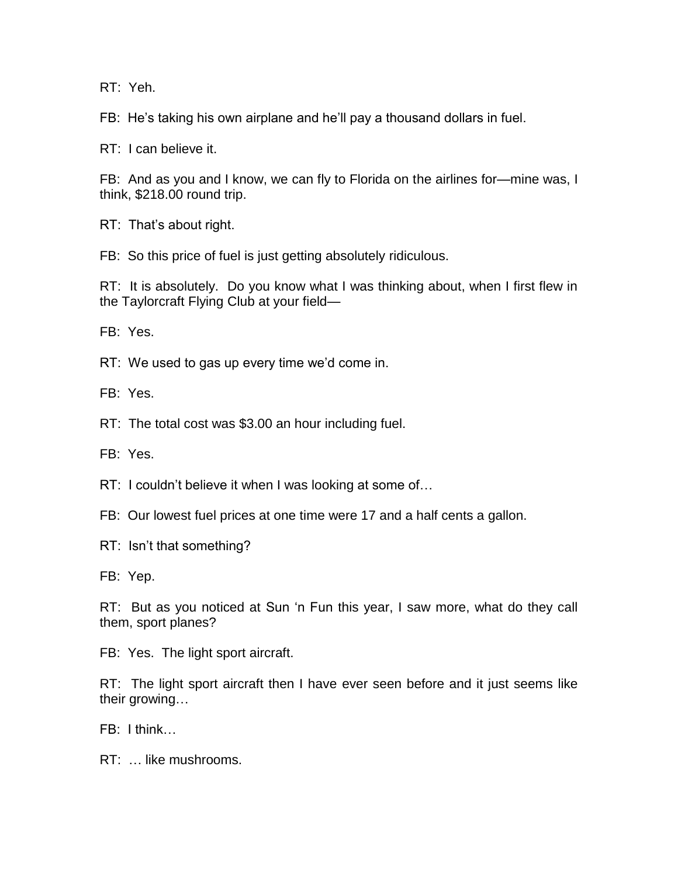RT: Yeh.

FB: He's taking his own airplane and he'll pay a thousand dollars in fuel.

RT: I can believe it.

FB: And as you and I know, we can fly to Florida on the airlines for—mine was, I think, $218.00 round trip.

RT: That's about right.

FB: So this price of fuel is just getting absolutely ridiculous.

RT: It is absolutely. Do you know what I was thinking about, when I first flew in the Taylorcraft Flying Club at your field—

FB: Yes.

RT: We used to gas up every time we'd come in.

FB: Yes.

RT: The total cost was $3.00 an hour including fuel.

FB: Yes.

RT: I couldn't believe it when I was looking at some of…

FB: Our lowest fuel prices at one time were 17 and a half cents a gallon.

RT: Isn't that something?

FB: Yep.

RT: But as you noticed at Sun 'n Fun this year, I saw more, what do they call them, sport planes?

FB: Yes. The light sport aircraft.

RT: The light sport aircraft then I have ever seen before and it just seems like their growing…

FB: I think…

RT: … like mushrooms.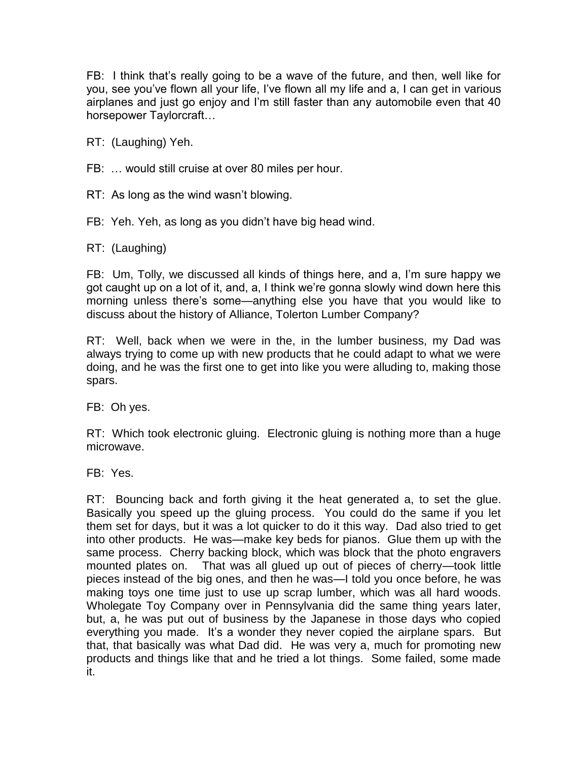FB: I think that's really going to be a wave of the future, and then, well like for you, see you've flown all your life, I've flown all my life and a, I can get in various airplanes and just go enjoy and I'm still faster than any automobile even that 40 horsepower Taylorcraft…

RT: (Laughing) Yeh.

FB: … would still cruise at over 80 miles per hour.

RT: As long as the wind wasn't blowing.

FB: Yeh. Yeh, as long as you didn't have big head wind.

RT: (Laughing)

FB: Um, Tolly, we discussed all kinds of things here, and a, I'm sure happy we got caught up on a lot of it, and, a, I think we're gonna slowly wind down here this morning unless there's some—anything else you have that you would like to discuss about the history of Alliance, Tolerton Lumber Company?

RT: Well, back when we were in the, in the lumber business, my Dad was always trying to come up with new products that he could adapt to what we were doing, and he was the first one to get into like you were alluding to, making those spars.

FB: Oh yes.

RT: Which took electronic gluing. Electronic gluing is nothing more than a huge microwave.

FB: Yes.

RT: Bouncing back and forth giving it the heat generated a, to set the glue. Basically you speed up the gluing process. You could do the same if you let them set for days, but it was a lot quicker to do it this way. Dad also tried to get into other products. He was—make key beds for pianos. Glue them up with the same process. Cherry backing block, which was block that the photo engravers mounted plates on. That was all glued up out of pieces of cherry—took little pieces instead of the big ones, and then he was—I told you once before, he was making toys one time just to use up scrap lumber, which was all hard woods. Wholegate Toy Company over in Pennsylvania did the same thing years later, but, a, he was put out of business by the Japanese in those days who copied everything you made. It's a wonder they never copied the airplane spars. But that, that basically was what Dad did. He was very a, much for promoting new products and things like that and he tried a lot things. Some failed, some made it.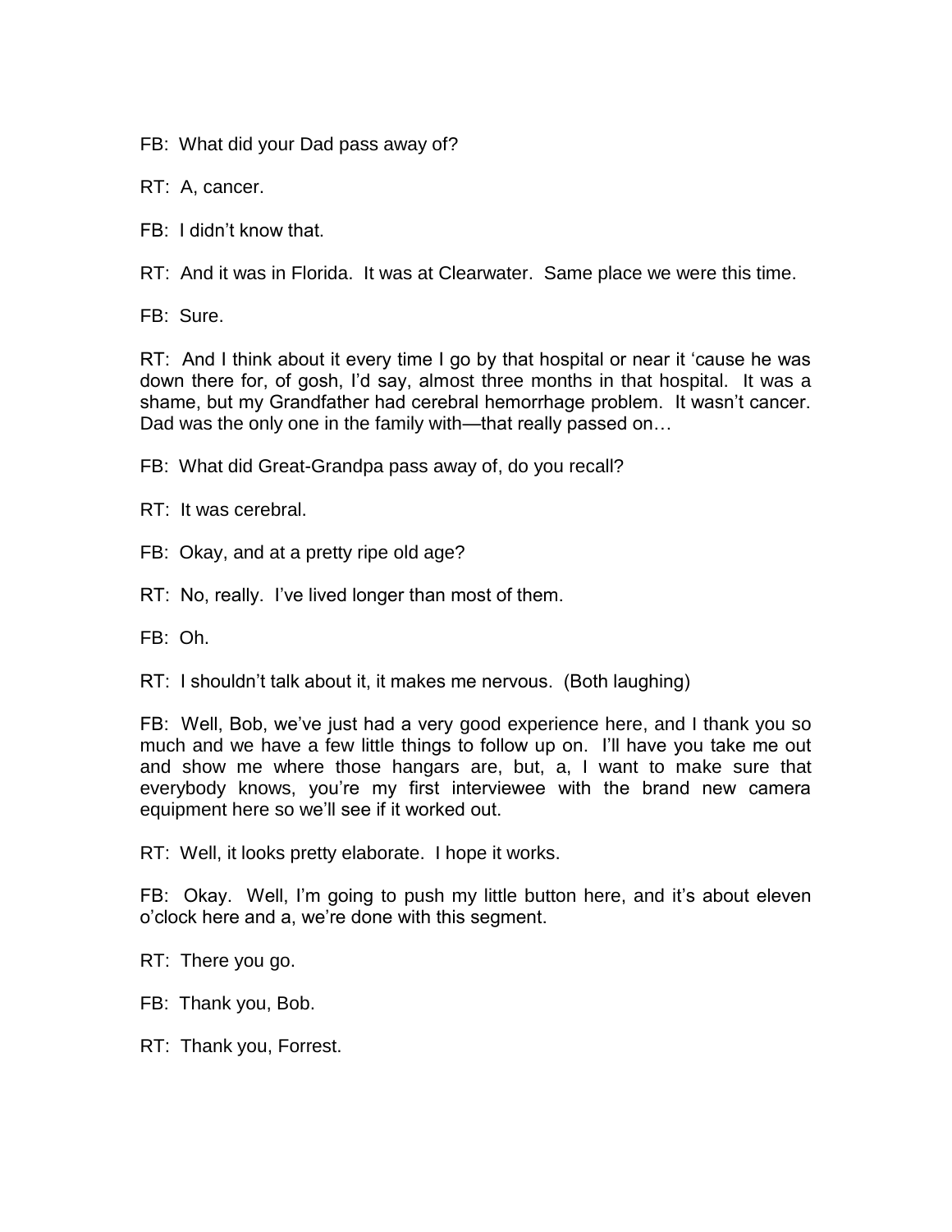FB: What did your Dad pass away of?

RT: A, cancer.

FB: I didn't know that.

RT: And it was in Florida. It was at Clearwater. Same place we were this time.

FB: Sure.

RT: And I think about it every time I go by that hospital or near it 'cause he was down there for, of gosh, I'd say, almost three months in that hospital. It was a shame, but my Grandfather had cerebral hemorrhage problem. It wasn't cancer. Dad was the only one in the family with—that really passed on…

FB: What did Great-Grandpa pass away of, do you recall?

RT: It was cerebral.

FB: Okay, and at a pretty ripe old age?

RT: No, really. I've lived longer than most of them.

FB: Oh.

RT: I shouldn't talk about it, it makes me nervous. (Both laughing)

FB: Well, Bob, we've just had a very good experience here, and I thank you so much and we have a few little things to follow up on. I'll have you take me out and show me where those hangars are, but, a, I want to make sure that everybody knows, you're my first interviewee with the brand new camera equipment here so we'll see if it worked out.

RT: Well, it looks pretty elaborate. I hope it works.

FB: Okay. Well, I'm going to push my little button here, and it's about eleven o'clock here and a, we're done with this segment.

RT: There you go.

FB: Thank you, Bob.

RT: Thank you, Forrest.